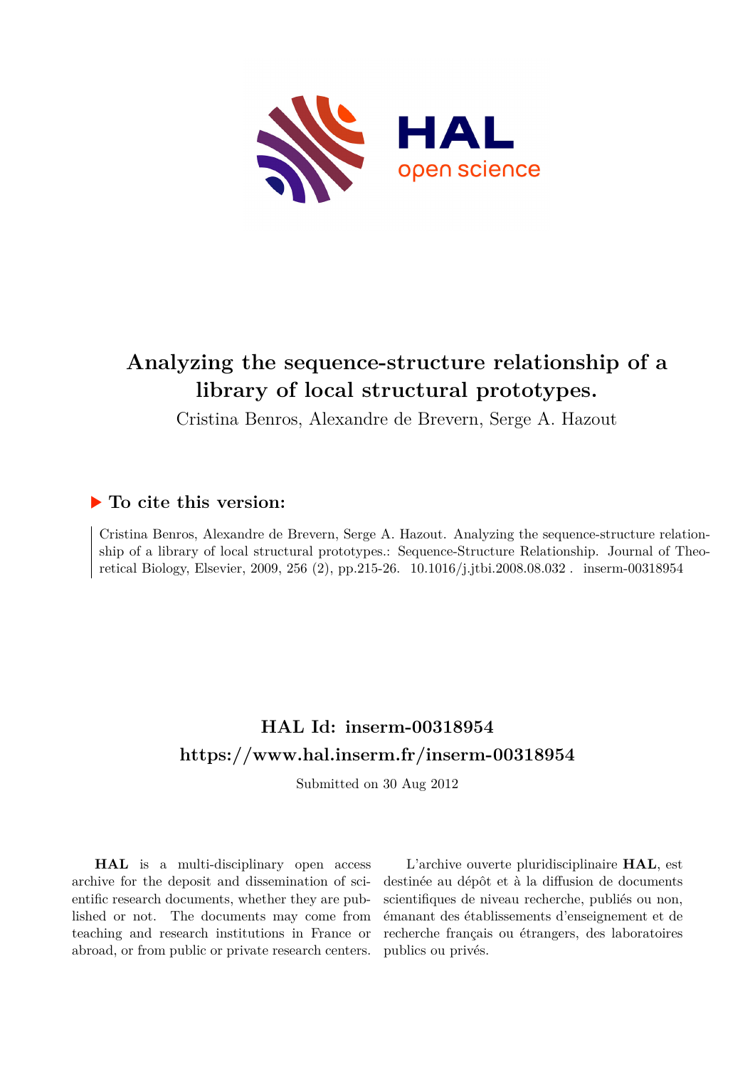# Analyzing the sequence-structure relationship of a library of local structural prototypes.

Cristina Benros, Alexandre de Brevern, Serge A. Hazout

## ▶ To cite this version:

Cristina Benros, Alexandre de Brevern, Serge A. Hazout. Analyzing the sequence-structure relationship of a library of local structural prototypes.: Sequence-Structure Relationship. Journal of Theoretical Biology, Elsevier, 2009, 256 (2), pp.215-26. 10.1016/j.jtbi.2008.08.032 . inserm-00318954

## HAL Id: inserm-00318954
## https://www.hal.inserm.fr/inserm-00318954

Submitted on 30 Aug 2012

**HAL** is a multi-disciplinary open access archive for the deposit and dissemination of scientific research documents, whether they are published or not. The documents may come from teaching and research institutions in France or abroad, or from public or private research centers.

L'archive ouverte pluridisciplinaire **HAL**, est destinée au dépôt et à la diffusion de documents scientifiques de niveau recherche, publiés ou non, émanant des établissements d'enseignement et de recherche français ou étrangers, des laboratoires publics ou privés.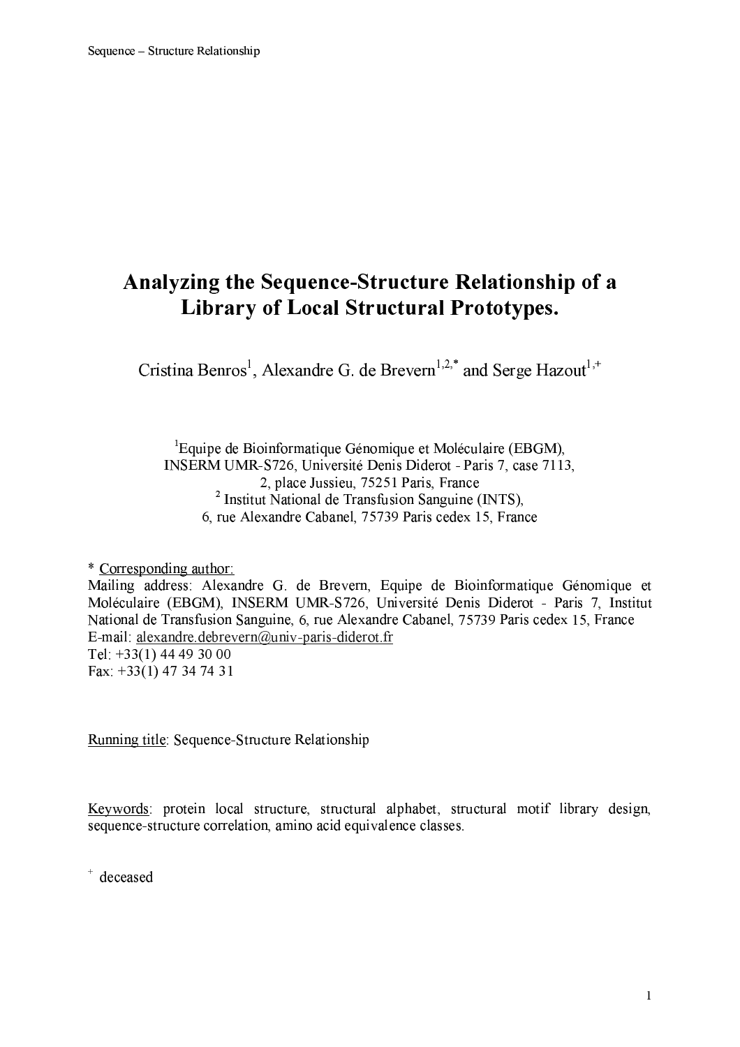# Analyzing the Sequence-Structure Relationship of a Library of Local Structural Prototypes.

Cristina Benros[1], Alexandre G. de Brevern[1,2,*] and Serge Hazout[1,+]

[1]Equipe de Bioinformatique Génomique et Moléculaire (EBGM),
INSERM UMR-S726, Université Denis Diderot - Paris 7, case 7113,
2, place Jussieu, 75251 Paris, France
[2] Institut National de Transfusion Sanguine (INTS),
6, rue Alexandre Cabanel, 75739 Paris cedex 15, France

* Corresponding author:
Mailing address: Alexandre G. de Brevern, Equipe de Bioinformatique Génomique et Moléculaire (EBGM), INSERM UMR-S726, Université Denis Diderot - Paris 7, Institut National de Transfusion Sanguine, 6, rue Alexandre Cabanel, 75739 Paris cedex 15, France
E-mail: alexandre.debrevern@univ-paris-diderot.fr
Tel: +33(1) 44 49 30 00
Fax: +33(1) 47 34 74 31

Running title: Sequence-Structure Relationship

Keywords: protein local structure, structural alphabet, structural motif library design, sequence-structure correlation, amino acid equivalence classes.

[+] deceased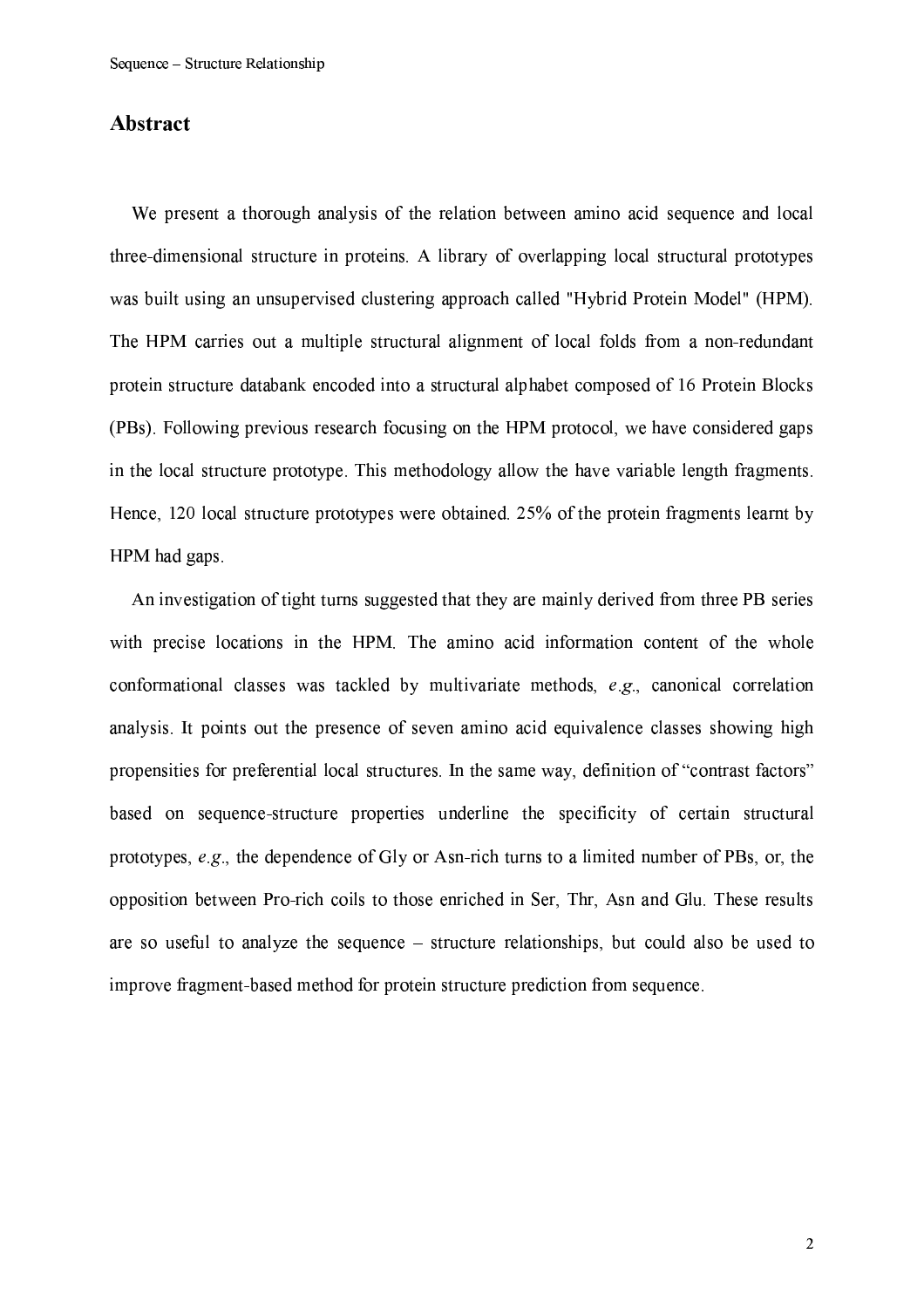## Abstract

We present a thorough analysis of the relation between amino acid sequence and local three-dimensional structure in proteins. A library of overlapping local structural prototypes was built using an unsupervised clustering approach called "Hybrid Protein Model" (HPM). The HPM carries out a multiple structural alignment of local folds from a non-redundant protein structure databank encoded into a structural alphabet composed of 16 Protein Blocks (PBs). Following previous research focusing on the HPM protocol, we have considered gaps in the local structure prototype. This methodology allow the have variable length fragments. Hence, 120 local structure prototypes were obtained. 25% of the protein fragments learnt by HPM had gaps.

An investigation of tight turns suggested that they are mainly derived from three PB series with precise locations in the HPM. The amino acid information content of the whole conformational classes was tackled by multivariate methods, *e.g.*, canonical correlation analysis. It points out the presence of seven amino acid equivalence classes showing high propensities for preferential local structures. In the same way, definition of "contrast factors" based on sequence-structure properties underline the specificity of certain structural prototypes, *e.g.*, the dependence of Gly or Asn-rich turns to a limited number of PBs, or, the opposition between Pro-rich coils to those enriched in Ser, Thr, Asn and Glu. These results are so useful to analyze the sequence – structure relationships, but could also be used to improve fragment-based method for protein structure prediction from sequence.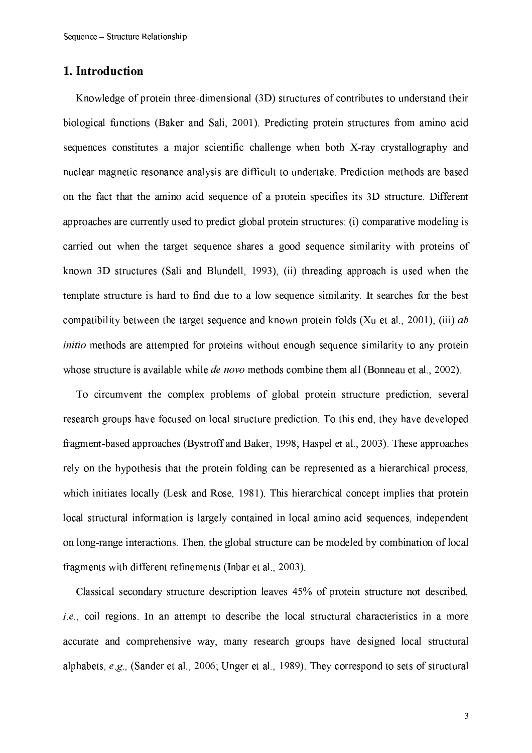## 1. Introduction

Knowledge of protein three-dimensional (3D) structures of contributes to understand their biological functions (Baker and Sali, 2001). Predicting protein structures from amino acid sequences constitutes a major scientific challenge when both X-ray crystallography and nuclear magnetic resonance analysis are difficult to undertake. Prediction methods are based on the fact that the amino acid sequence of a protein specifies its 3D structure. Different approaches are currently used to predict global protein structures: (i) comparative modeling is carried out when the target sequence shares a good sequence similarity with proteins of known 3D structures (Sali and Blundell, 1993), (ii) threading approach is used when the template structure is hard to find due to a low sequence similarity. It searches for the best compatibility between the target sequence and known protein folds (Xu et al., 2001), (iii) *ab initio* methods are attempted for proteins without enough sequence similarity to any protein whose structure is available while *de novo* methods combine them all (Bonneau et al., 2002).

To circumvent the complex problems of global protein structure prediction, several research groups have focused on local structure prediction. To this end, they have developed fragment-based approaches (Bystroff and Baker, 1998; Haspel et al., 2003). These approaches rely on the hypothesis that the protein folding can be represented as a hierarchical process, which initiates locally (Lesk and Rose, 1981). This hierarchical concept implies that protein local structural information is largely contained in local amino acid sequences, independent on long-range interactions. Then, the global structure can be modeled by combination of local fragments with different refinements (Inbar et al., 2003).

Classical secondary structure description leaves 45% of protein structure not described, *i.e.*, coil regions. In an attempt to describe the local structural characteristics in a more accurate and comprehensive way, many research groups have designed local structural alphabets, *e.g.*, (Sander et al., 2006; Unger et al., 1989). They correspond to sets of structural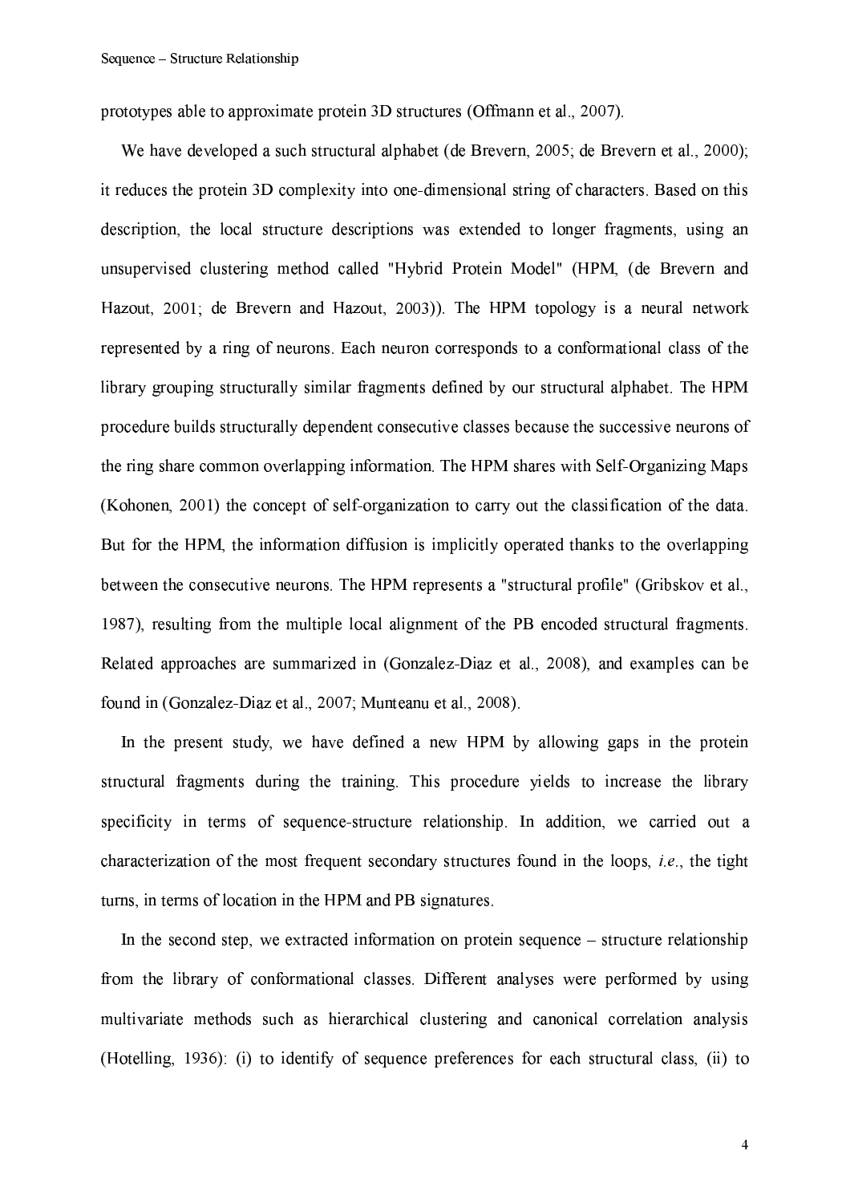prototypes able to approximate protein 3D structures (Offmann et al., 2007).

We have developed a such structural alphabet (de Brevern, 2005; de Brevern et al., 2000); it reduces the protein 3D complexity into one-dimensional string of characters. Based on this description, the local structure descriptions was extended to longer fragments, using an unsupervised clustering method called "Hybrid Protein Model" (HPM, (de Brevern and Hazout, 2001; de Brevern and Hazout, 2003)). The HPM topology is a neural network represented by a ring of neurons. Each neuron corresponds to a conformational class of the library grouping structurally similar fragments defined by our structural alphabet. The HPM procedure builds structurally dependent consecutive classes because the successive neurons of the ring share common overlapping information. The HPM shares with Self-Organizing Maps (Kohonen, 2001) the concept of self-organization to carry out the classification of the data. But for the HPM, the information diffusion is implicitly operated thanks to the overlapping between the consecutive neurons. The HPM represents a "structural profile" (Gribskov et al., 1987), resulting from the multiple local alignment of the PB encoded structural fragments. Related approaches are summarized in (Gonzalez-Diaz et al., 2008), and examples can be found in (Gonzalez-Diaz et al., 2007; Munteanu et al., 2008).

In the present study, we have defined a new HPM by allowing gaps in the protein structural fragments during the training. This procedure yields to increase the library specificity in terms of sequence-structure relationship. In addition, we carried out a characterization of the most frequent secondary structures found in the loops, *i.e.*, the tight turns, in terms of location in the HPM and PB signatures.

In the second step, we extracted information on protein sequence – structure relationship from the library of conformational classes. Different analyses were performed by using multivariate methods such as hierarchical clustering and canonical correlation analysis (Hotelling, 1936): (i) to identify of sequence preferences for each structural class, (ii) to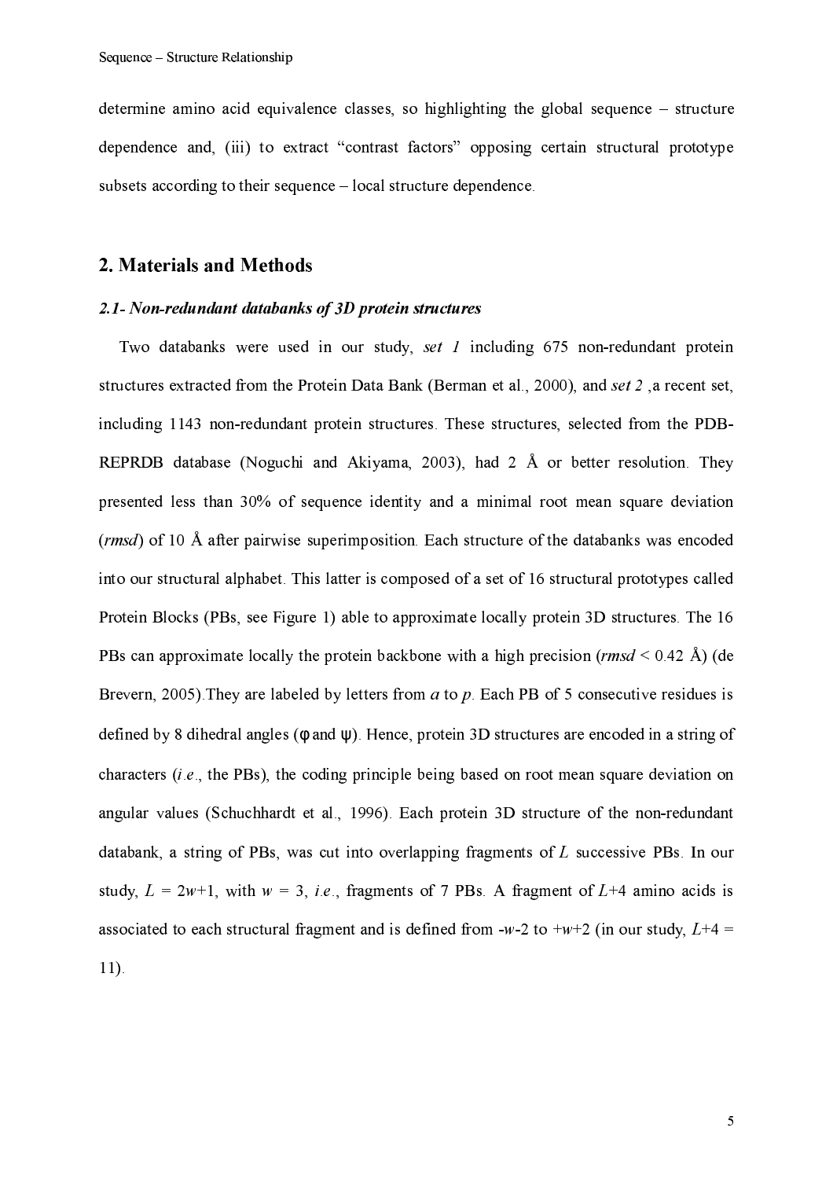determine amino acid equivalence classes, so highlighting the global sequence – structure dependence and, (iii) to extract "contrast factors" opposing certain structural prototype subsets according to their sequence – local structure dependence.

## 2. Materials and Methods

### *2.1- Non-redundant databanks of 3D protein structures*

Two databanks were used in our study, *set 1* including 675 non-redundant protein structures extracted from the Protein Data Bank (Berman et al., 2000), and *set 2* ,a recent set, including 1143 non-redundant protein structures. These structures, selected from the PDB-REPRDB database (Noguchi and Akiyama, 2003), had 2 Å or better resolution. They presented less than 30% of sequence identity and a minimal root mean square deviation (*rmsd*) of 10 Å after pairwise superimposition. Each structure of the databanks was encoded into our structural alphabet. This latter is composed of a set of 16 structural prototypes called Protein Blocks (PBs, see Figure 1) able to approximate locally protein 3D structures. The 16 PBs can approximate locally the protein backbone with a high precision (*rmsd* < 0.42 Å) (de Brevern, 2005).They are labeled by letters from *a* to *p*. Each PB of 5 consecutive residues is defined by 8 dihedral angles ($\varphi$ and $\psi$). Hence, protein 3D structures are encoded in a string of characters (*i.e.*, the PBs), the coding principle being based on root mean square deviation on angular values (Schuchhardt et al., 1996). Each protein 3D structure of the non-redundant databank, a string of PBs, was cut into overlapping fragments of $L$ successive PBs. In our study, $L = 2w+1$, with $w = 3$, *i.e.*, fragments of 7 PBs. A fragment of $L+4$ amino acids is associated to each structural fragment and is defined from $-w-2$ to $+w+2$ (in our study, $L+4 = 11$).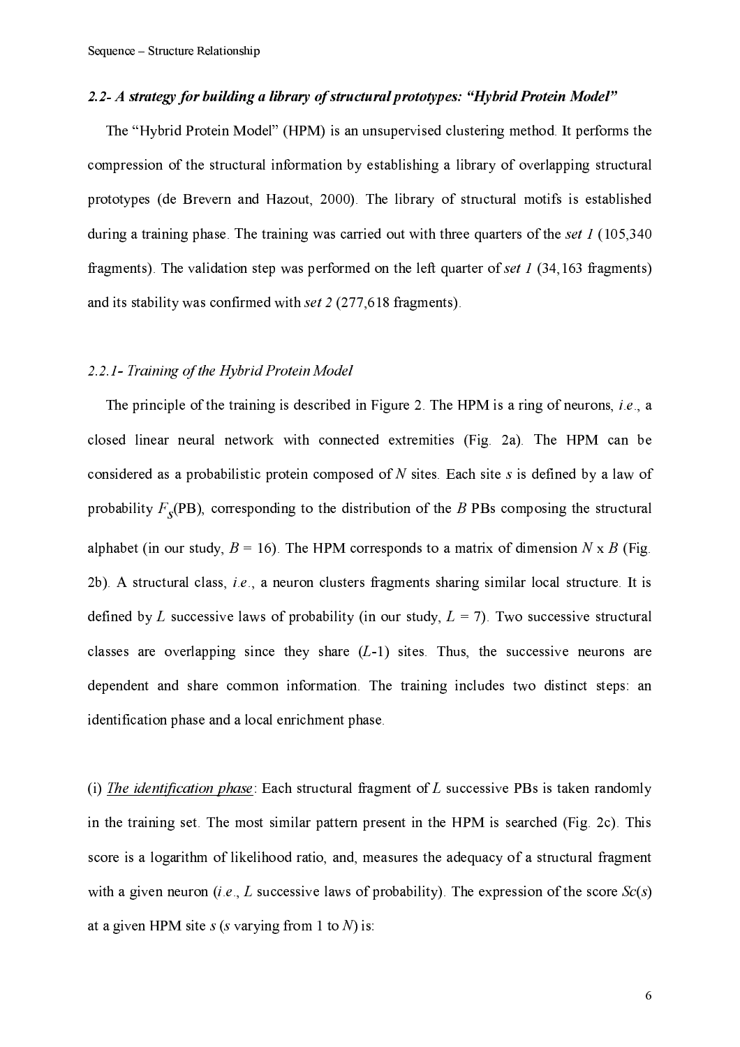### 2.2- A strategy for building a library of structural prototypes: "Hybrid Protein Model"

The "Hybrid Protein Model" (HPM) is an unsupervised clustering method. It performs the compression of the structural information by establishing a library of overlapping structural prototypes (de Brevern and Hazout, 2000). The library of structural motifs is established during a training phase. The training was carried out with three quarters of the *set 1* (105,340 fragments). The validation step was performed on the left quarter of *set 1* (34,163 fragments) and its stability was confirmed with *set 2* (277,618 fragments).

#### 2.2.1- Training of the Hybrid Protein Model

The principle of the training is described in Figure 2. The HPM is a ring of neurons, *i.e.*, a closed linear neural network with connected extremities (Fig. 2a). The HPM can be considered as a probabilistic protein composed of $N$ sites. Each site $s$ is defined by a law of probability $F_s(\mathrm{PB})$, corresponding to the distribution of the $B$ PBs composing the structural alphabet (in our study, $B = 16$). The HPM corresponds to a matrix of dimension $N \times B$ (Fig. 2b). A structural class, *i.e.*, a neuron clusters fragments sharing similar local structure. It is defined by $L$ successive laws of probability (in our study, $L = 7$). Two successive structural classes are overlapping since they share ($L$-1) sites. Thus, the successive neurons are dependent and share common information. The training includes two distinct steps: an identification phase and a local enrichment phase.

(i) <u>*The identification phase*</u>: Each structural fragment of $L$ successive PBs is taken randomly in the training set. The most similar pattern present in the HPM is searched (Fig. 2c). This score is a logarithm of likelihood ratio, and, measures the adequacy of a structural fragment with a given neuron (*i.e.*, $L$ successive laws of probability). The expression of the score $Sc(s)$ at a given HPM site $s$ ($s$ varying from 1 to $N$) is: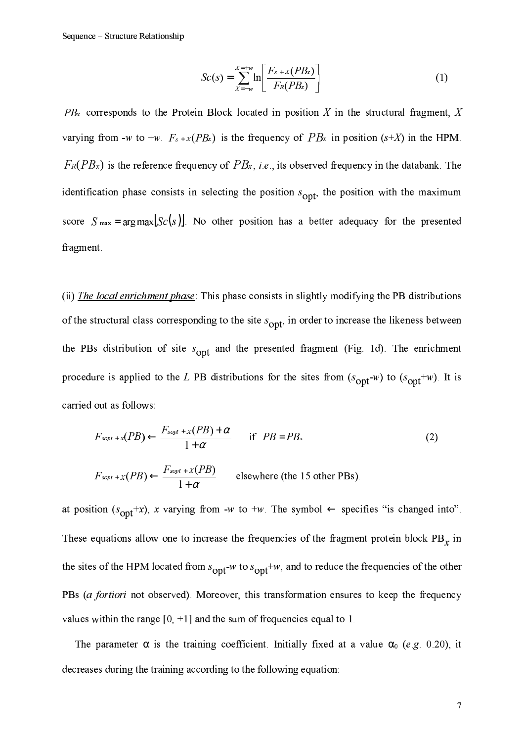$$Sc(s) = \sum_{X=-w}^{X=+w} \ln\left[\frac{F_{s+X}(PB_x)}{F_R(PB_x)}\right] \tag{1}$$

$PB_x$ corresponds to the Protein Block located in position $X$ in the structural fragment, $X$ varying from $-w$ to $+w$. $F_{s+X}(PB_x)$ is the frequency of $PB_x$ in position $(s+X)$ in the HPM. $F_R(PB_x)$ is the reference frequency of $PB_x$, *i.e.*, its observed frequency in the databank. The identification phase consists in selecting the position $s_{opt}$, the position with the maximum score $S_{\max} = \arg\max\lfloor Sc(s)\rfloor$. No other position has a better adequacy for the presented fragment.

(ii) *The local enrichment phase*: This phase consists in slightly modifying the PB distributions of the structural class corresponding to the site $s_{opt}$, in order to increase the likeness between the PBs distribution of site $s_{opt}$ and the presented fragment (Fig. 1d). The enrichment procedure is applied to the $L$ PB distributions for the sites from ($s_{opt}$-$w$) to ($s_{opt}$+$w$). It is carried out as follows:

$$F_{sopt+x}(PB) \leftarrow \frac{F_{sopt+X}(PB) + \alpha}{1+\alpha} \qquad \text{if } PB = PB_x \tag{2}$$

$$F_{sopt+X}(PB) \leftarrow \frac{F_{sopt+X}(PB)}{1+\alpha} \qquad \text{elsewhere (the 15 other PBs).}$$

at position ($s_{opt}$+$x$), $x$ varying from $-w$ to $+w$. The symbol $\leftarrow$ specifies "is changed into". These equations allow one to increase the frequencies of the fragment protein block $PB_x$ in the sites of the HPM located from $s_{opt}-w$ to $s_{opt}+w$, and to reduce the frequencies of the other PBs (*a fortiori* not observed). Moreover, this transformation ensures to keep the frequency values within the range [0, +1] and the sum of frequencies equal to 1.

The parameter $\alpha$ is the training coefficient. Initially fixed at a value $\alpha_0$ (*e.g.* 0.20), it decreases during the training according to the following equation: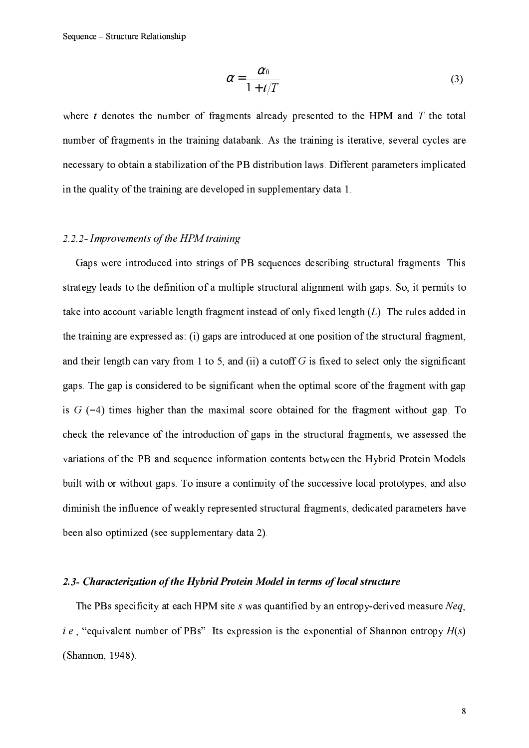$$\alpha = \frac{\alpha_0}{1 + t/T} \quad (3)$$

where $t$ denotes the number of fragments already presented to the HPM and $T$ the total number of fragments in the training databank. As the training is iterative, several cycles are necessary to obtain a stabilization of the PB distribution laws. Different parameters implicated in the quality of the training are developed in supplementary data 1.

### *2.2.2- Improvements of the HPM training*

Gaps were introduced into strings of PB sequences describing structural fragments. This strategy leads to the definition of a multiple structural alignment with gaps. So, it permits to take into account variable length fragment instead of only fixed length ($L$). The rules added in the training are expressed as: (i) gaps are introduced at one position of the structural fragment, and their length can vary from 1 to 5, and (ii) a cutoff $G$ is fixed to select only the significant gaps. The gap is considered to be significant when the optimal score of the fragment with gap is $G$ (=4) times higher than the maximal score obtained for the fragment without gap. To check the relevance of the introduction of gaps in the structural fragments, we assessed the variations of the PB and sequence information contents between the Hybrid Protein Models built with or without gaps. To insure a continuity of the successive local prototypes, and also diminish the influence of weakly represented structural fragments, dedicated parameters have been also optimized (see supplementary data 2).

## *2.3- Characterization of the Hybrid Protein Model in terms of local structure*

The PBs specificity at each HPM site $s$ was quantified by an entropy-derived measure *Neq*, *i.e.*, "equivalent number of PBs". Its expression is the exponential of Shannon entropy $H(s)$ (Shannon, 1948).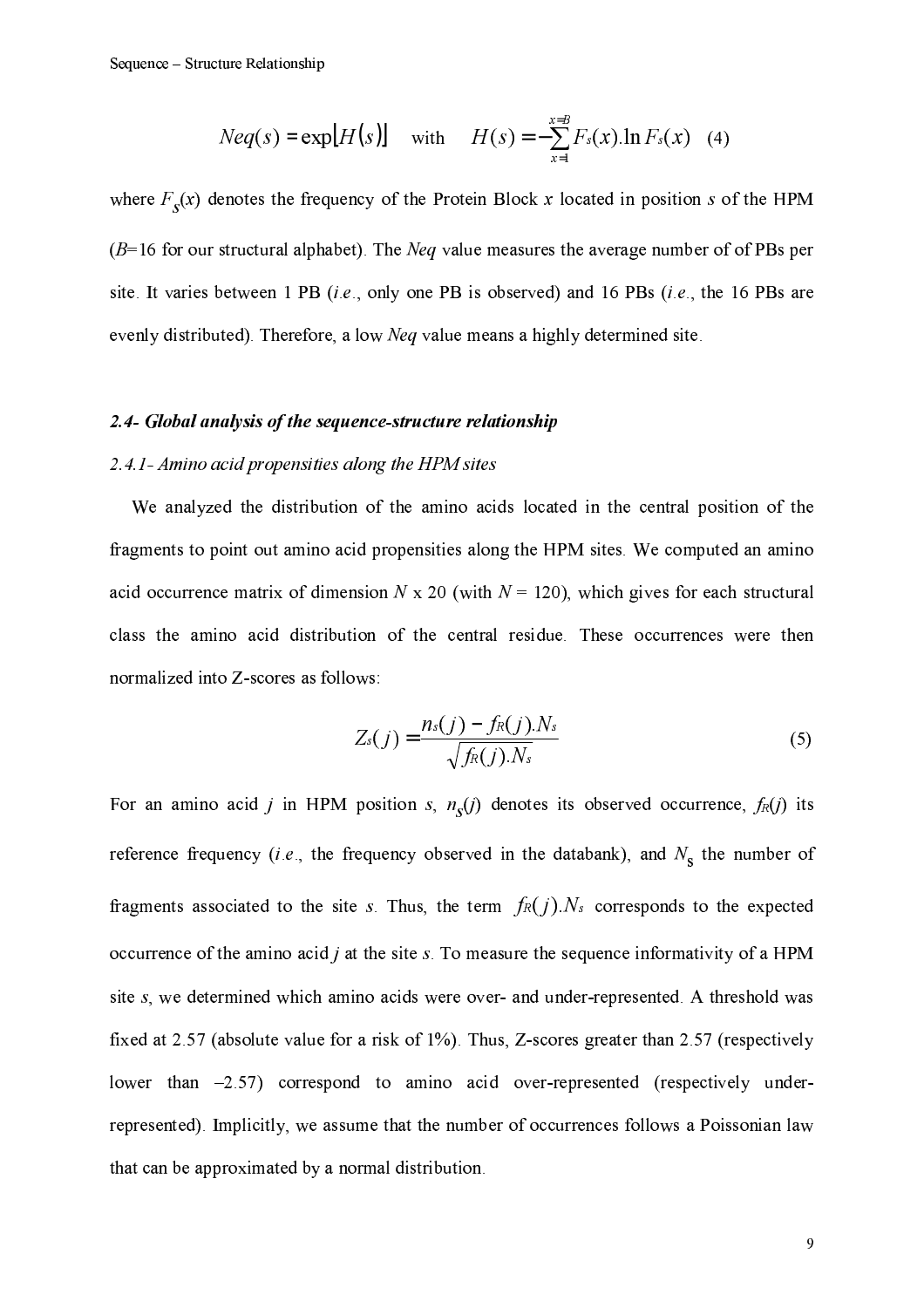$$Neq(s) = \exp[H(s)] \quad \text{with} \quad H(s) = -\sum_{x=1}^{x=B} F_s(x).\ln F_s(x) \quad (4)$$

where $F_s(x)$ denotes the frequency of the Protein Block $x$ located in position $s$ of the HPM ($B$=16 for our structural alphabet). The *Neq* value measures the average number of of PBs per site. It varies between 1 PB (*i.e.*, only one PB is observed) and 16 PBs (*i.e.*, the 16 PBs are evenly distributed). Therefore, a low *Neq* value means a highly determined site.

### *2.4- Global analysis of the sequence-structure relationship*

#### *2.4.1- Amino acid propensities along the HPM sites*

We analyzed the distribution of the amino acids located in the central position of the fragments to point out amino acid propensities along the HPM sites. We computed an amino acid occurrence matrix of dimension $N$ x 20 (with $N$ = 120), which gives for each structural class the amino acid distribution of the central residue. These occurrences were then normalized into Z-scores as follows:

$$Z_s(j) = \frac{n_s(j) - f_R(j).N_s}{\sqrt{f_R(j).N_s}} \quad (5)$$

For an amino acid $j$ in HPM position $s$, $n_s(j)$ denotes its observed occurrence, $f_R(j)$ its reference frequency (*i.e.*, the frequency observed in the databank), and $N_s$ the number of fragments associated to the site $s$. Thus, the term $f_R(j).N_s$ corresponds to the expected occurrence of the amino acid $j$ at the site $s$. To measure the sequence informativity of a HPM site $s$, we determined which amino acids were over- and under-represented. A threshold was fixed at 2.57 (absolute value for a risk of 1%). Thus, Z-scores greater than 2.57 (respectively lower than –2.57) correspond to amino acid over-represented (respectively under-represented). Implicitly, we assume that the number of occurrences follows a Poissonian law that can be approximated by a normal distribution.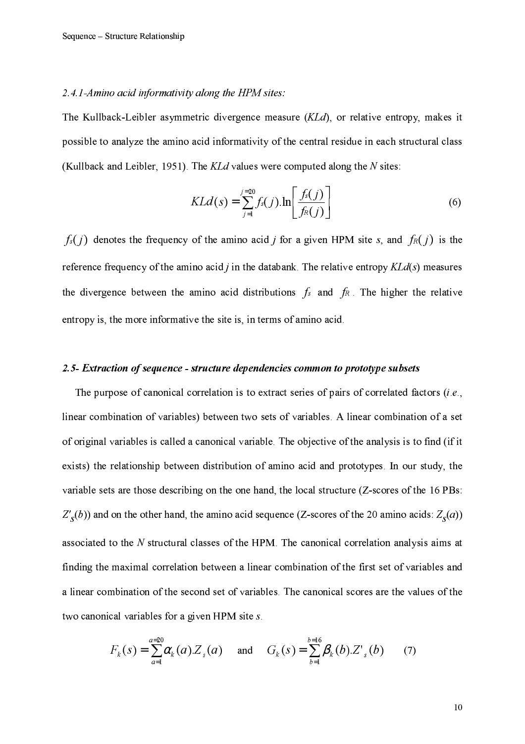### *2.4.1-Amino acid informativity along the HPM sites:*

The Kullback-Leibler asymmetric divergence measure (*KLd*), or relative entropy, makes it possible to analyze the amino acid informativity of the central residue in each structural class (Kullback and Leibler, 1951). The *KLd* values were computed along the *N* sites:

$$KLd(s) = \sum_{j=1}^{j=20} f_s(j).\ln\left[\frac{f_s(j)}{f_R(j)}\right] \tag{6}$$

$f_s(j)$ denotes the frequency of the amino acid *j* for a given HPM site *s*, and $f_R(j)$ is the reference frequency of the amino acid *j* in the databank. The relative entropy *KLd*(*s*) measures the divergence between the amino acid distributions $f_s$ and $f_R$. The higher the relative entropy is, the more informative the site is, in terms of amino acid.

### ***2.5- Extraction of sequence - structure dependencies common to prototype subsets***

The purpose of canonical correlation is to extract series of pairs of correlated factors (*i.e.*, linear combination of variables) between two sets of variables. A linear combination of a set of original variables is called a canonical variable. The objective of the analysis is to find (if it exists) the relationship between distribution of amino acid and prototypes. In our study, the variable sets are those describing on the one hand, the local structure (Z-scores of the 16 PBs: $Z'_s(b)$) and on the other hand, the amino acid sequence (Z-scores of the 20 amino acids: $Z_s(a)$) associated to the *N* structural classes of the HPM. The canonical correlation analysis aims at finding the maximal correlation between a linear combination of the first set of variables and a linear combination of the second set of variables. The canonical scores are the values of the two canonical variables for a given HPM site *s*.

$$F_k(s) = \sum_{a=1}^{a=20} \alpha_k(a).Z_s(a) \quad \text{and} \quad G_k(s) = \sum_{b=1}^{b=16} \beta_k(b).Z'_s(b) \tag{7}$$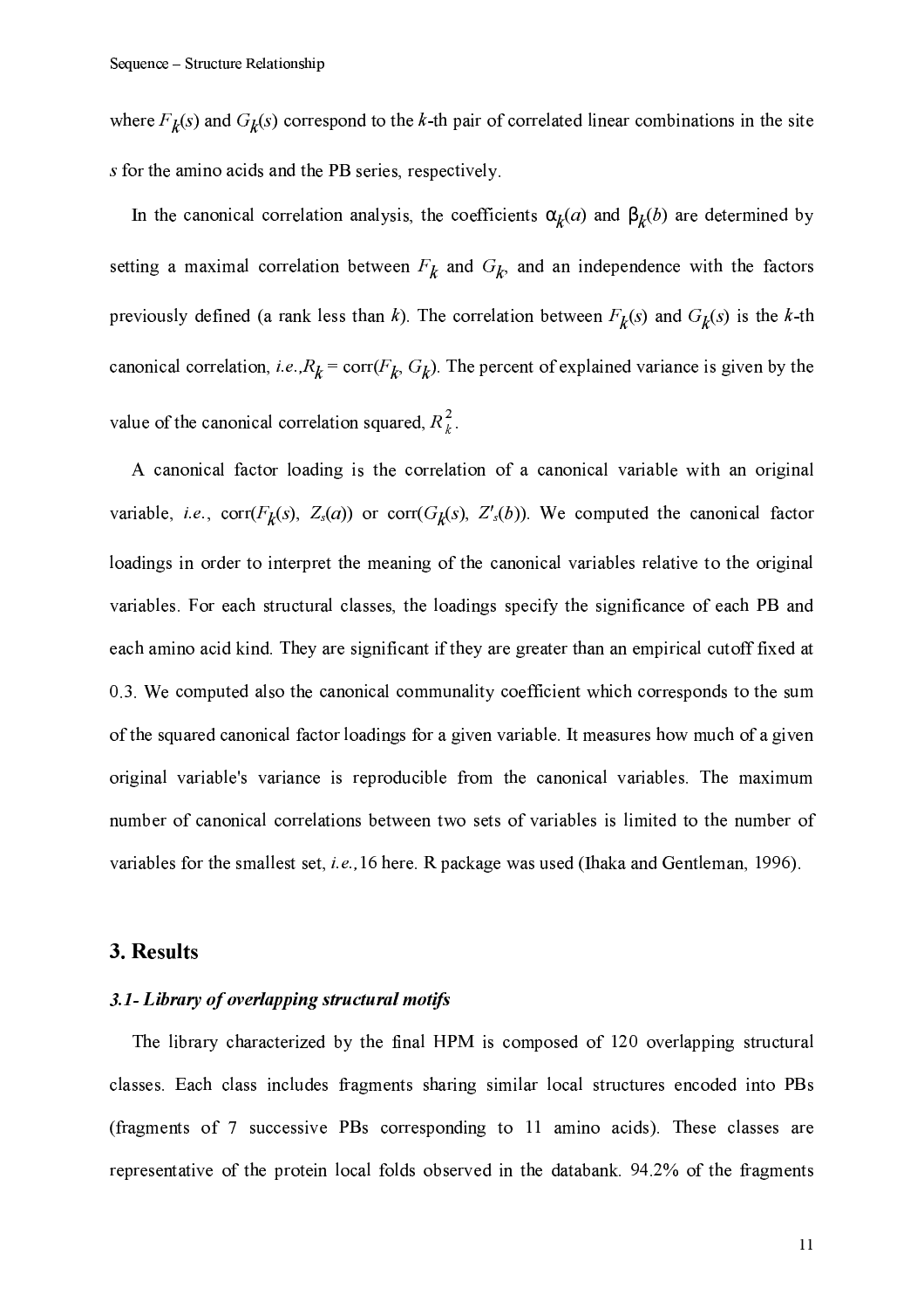where $F_k(s)$ and $G_k(s)$ correspond to the $k$-th pair of correlated linear combinations in the site $s$ for the amino acids and the PB series, respectively.

In the canonical correlation analysis, the coefficients $\alpha_k(a)$ and $\beta_k(b)$ are determined by setting a maximal correlation between $F_k$ and $G_k$, and an independence with the factors previously defined (a rank less than $k$). The correlation between $F_k(s)$ and $G_k(s)$ is the $k$-th canonical correlation, *i.e.*, $R_k = \text{corr}(F_k, G_k)$. The percent of explained variance is given by the value of the canonical correlation squared, $R_k^2$.

A canonical factor loading is the correlation of a canonical variable with an original variable, *i.e.*, $\text{corr}(F_k(s), Z_s(a))$ or $\text{corr}(G_k(s), Z'_s(b))$. We computed the canonical factor loadings in order to interpret the meaning of the canonical variables relative to the original variables. For each structural classes, the loadings specify the significance of each PB and each amino acid kind. They are significant if they are greater than an empirical cutoff fixed at 0.3. We computed also the canonical communality coefficient which corresponds to the sum of the squared canonical factor loadings for a given variable. It measures how much of a given original variable's variance is reproducible from the canonical variables. The maximum number of canonical correlations between two sets of variables is limited to the number of variables for the smallest set, *i.e.*, 16 here. R package was used (Ihaka and Gentleman, 1996).

## 3. Results

### *3.1- Library of overlapping structural motifs*

The library characterized by the final HPM is composed of 120 overlapping structural classes. Each class includes fragments sharing similar local structures encoded into PBs (fragments of 7 successive PBs corresponding to 11 amino acids). These classes are representative of the protein local folds observed in the databank. 94.2% of the fragments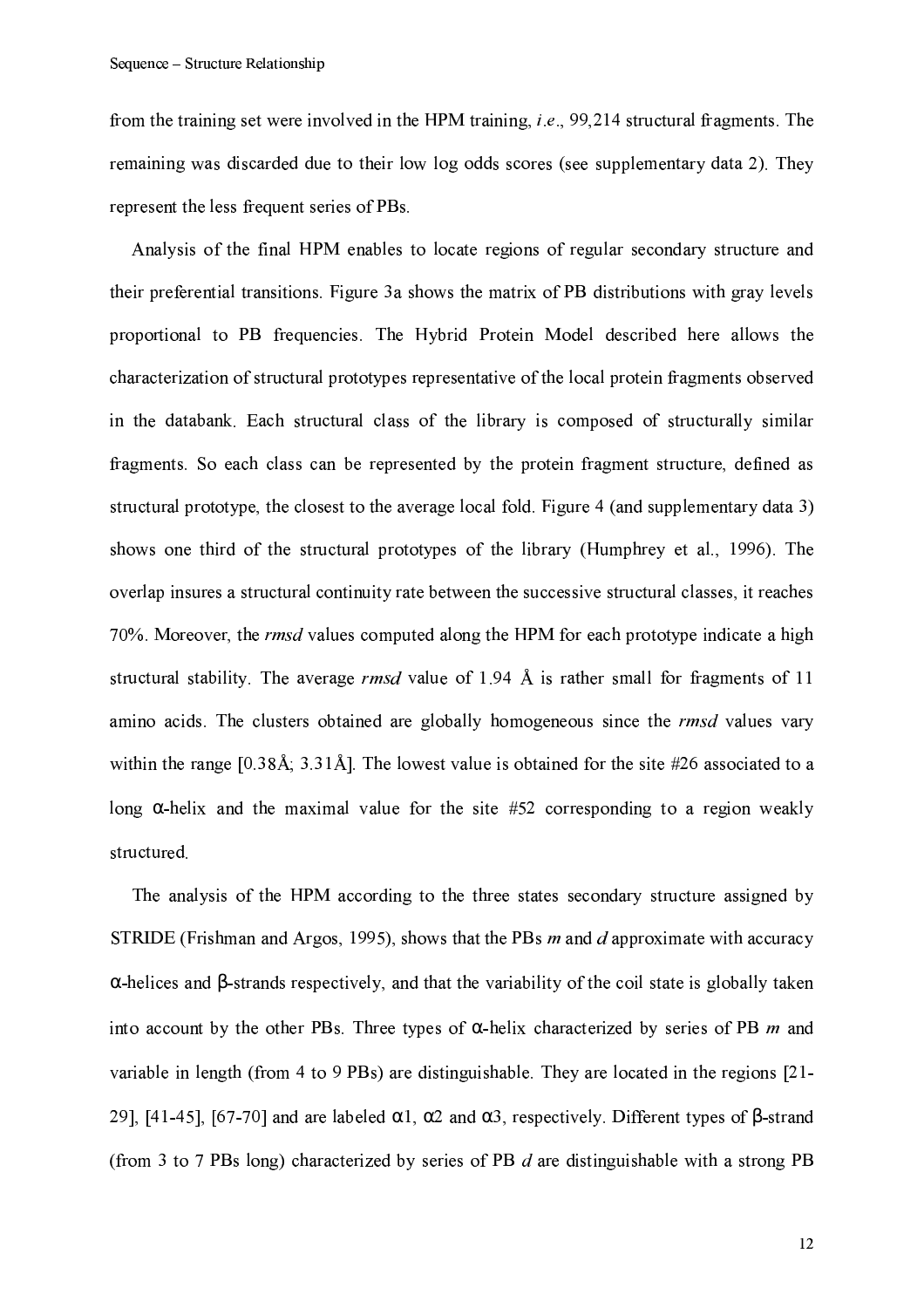from the training set were involved in the HPM training, *i.e*., 99,214 structural fragments. The remaining was discarded due to their low log odds scores (see supplementary data 2). They represent the less frequent series of PBs.

Analysis of the final HPM enables to locate regions of regular secondary structure and their preferential transitions. Figure 3a shows the matrix of PB distributions with gray levels proportional to PB frequencies. The Hybrid Protein Model described here allows the characterization of structural prototypes representative of the local protein fragments observed in the databank. Each structural class of the library is composed of structurally similar fragments. So each class can be represented by the protein fragment structure, defined as structural prototype, the closest to the average local fold. Figure 4 (and supplementary data 3) shows one third of the structural prototypes of the library (Humphrey et al., 1996). The overlap insures a structural continuity rate between the successive structural classes, it reaches 70%. Moreover, the *rmsd* values computed along the HPM for each prototype indicate a high structural stability. The average *rmsd* value of 1.94 Å is rather small for fragments of 11 amino acids. The clusters obtained are globally homogeneous since the *rmsd* values vary within the range [0.38Å; 3.31Å]. The lowest value is obtained for the site #26 associated to a long α-helix and the maximal value for the site #52 corresponding to a region weakly structured.

The analysis of the HPM according to the three states secondary structure assigned by STRIDE (Frishman and Argos, 1995), shows that the PBs *m* and *d* approximate with accuracy α-helices and β-strands respectively, and that the variability of the coil state is globally taken into account by the other PBs. Three types of α-helix characterized by series of PB *m* and variable in length (from 4 to 9 PBs) are distinguishable. They are located in the regions [21-29], [41-45], [67-70] and are labeled α1, α2 and α3, respectively. Different types of β-strand (from 3 to 7 PBs long) characterized by series of PB *d* are distinguishable with a strong PB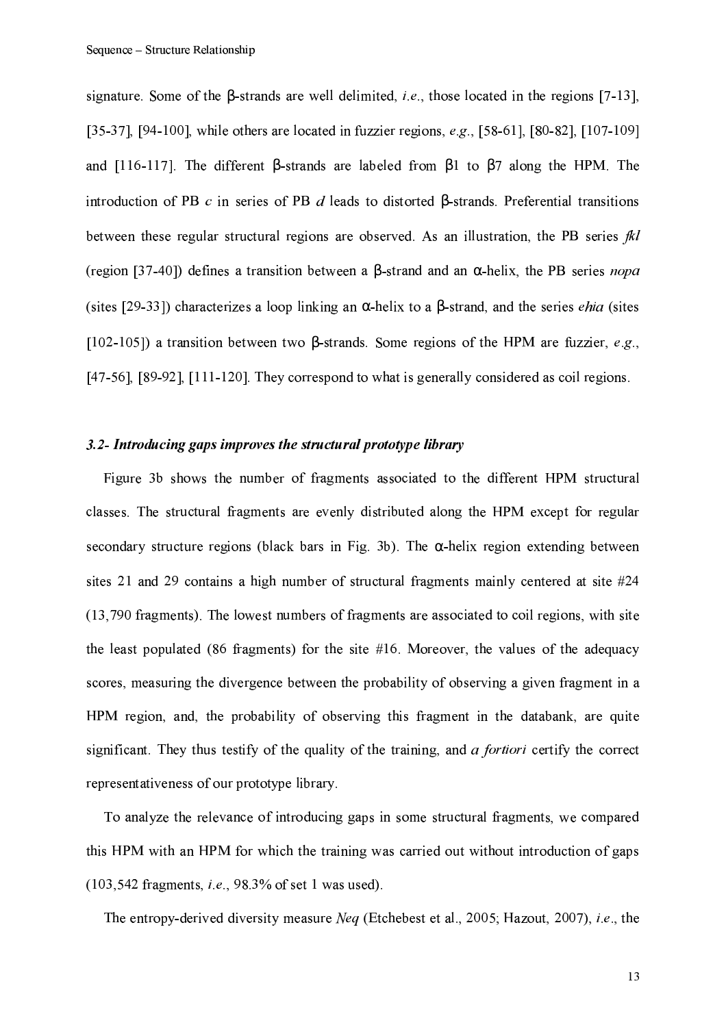signature. Some of the β-strands are well delimited, *i.e.*, those located in the regions [7-13], [35-37], [94-100], while others are located in fuzzier regions, *e.g.*, [58-61], [80-82], [107-109] and [116-117]. The different β-strands are labeled from β1 to β7 along the HPM. The introduction of PB *c* in series of PB *d* leads to distorted β-strands. Preferential transitions between these regular structural regions are observed. As an illustration, the PB series *fkl* (region [37-40]) defines a transition between a β-strand and an α-helix, the PB series *nopa* (sites [29-33]) characterizes a loop linking an α-helix to a β-strand, and the series *ehia* (sites [102-105]) a transition between two β-strands. Some regions of the HPM are fuzzier, *e.g.*, [47-56], [89-92], [111-120]. They correspond to what is generally considered as coil regions.

### *3.2- Introducing gaps improves the structural prototype library*

Figure 3b shows the number of fragments associated to the different HPM structural classes. The structural fragments are evenly distributed along the HPM except for regular secondary structure regions (black bars in Fig. 3b). The α-helix region extending between sites 21 and 29 contains a high number of structural fragments mainly centered at site #24 (13,790 fragments). The lowest numbers of fragments are associated to coil regions, with site the least populated (86 fragments) for the site #16. Moreover, the values of the adequacy scores, measuring the divergence between the probability of observing a given fragment in a HPM region, and, the probability of observing this fragment in the databank, are quite significant. They thus testify of the quality of the training, and *a fortiori* certify the correct representativeness of our prototype library.

To analyze the relevance of introducing gaps in some structural fragments, we compared this HPM with an HPM for which the training was carried out without introduction of gaps (103,542 fragments, *i.e.*, 98.3% of set 1 was used).

The entropy-derived diversity measure *Neq* (Etchebest et al., 2005; Hazout, 2007), *i.e.*, the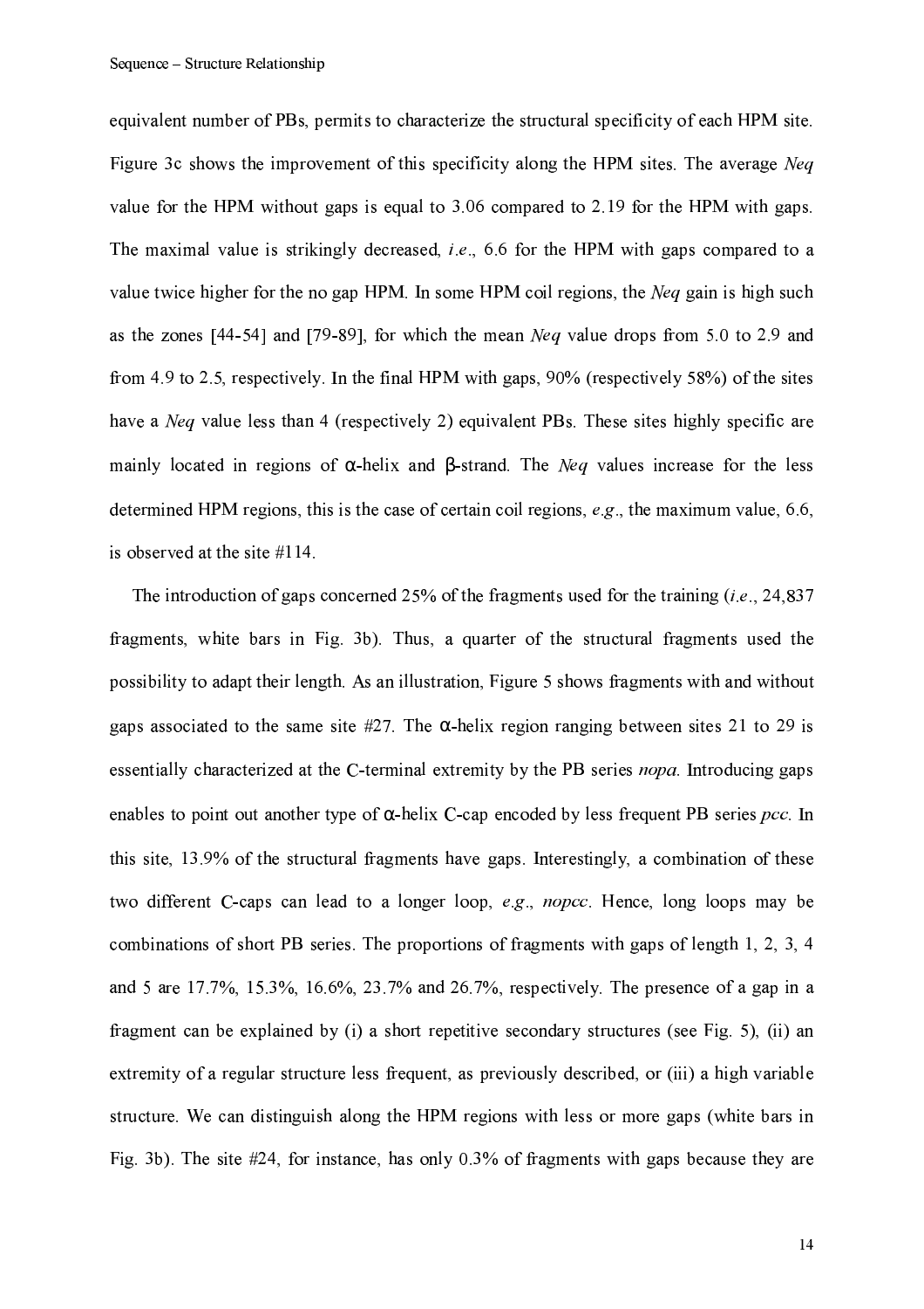equivalent number of PBs, permits to characterize the structural specificity of each HPM site. Figure 3c shows the improvement of this specificity along the HPM sites. The average *Neq* value for the HPM without gaps is equal to 3.06 compared to 2.19 for the HPM with gaps. The maximal value is strikingly decreased, *i.e*., 6.6 for the HPM with gaps compared to a value twice higher for the no gap HPM. In some HPM coil regions, the *Neq* gain is high such as the zones [44-54] and [79-89], for which the mean *Neq* value drops from 5.0 to 2.9 and from 4.9 to 2.5, respectively. In the final HPM with gaps, 90% (respectively 58%) of the sites have a *Neq* value less than 4 (respectively 2) equivalent PBs. These sites highly specific are mainly located in regions of α-helix and β-strand. The *Neq* values increase for the less determined HPM regions, this is the case of certain coil regions, *e.g*., the maximum value, 6.6, is observed at the site #114.

The introduction of gaps concerned 25% of the fragments used for the training (*i.e*., 24,837 fragments, white bars in Fig. 3b). Thus, a quarter of the structural fragments used the possibility to adapt their length. As an illustration, Figure 5 shows fragments with and without gaps associated to the same site #27. The α-helix region ranging between sites 21 to 29 is essentially characterized at the C-terminal extremity by the PB series *nopa*. Introducing gaps enables to point out another type of α-helix C-cap encoded by less frequent PB series *pcc*. In this site, 13.9% of the structural fragments have gaps. Interestingly, a combination of these two different C-caps can lead to a longer loop, *e.g*., *nopcc*. Hence, long loops may be combinations of short PB series. The proportions of fragments with gaps of length 1, 2, 3, 4 and 5 are 17.7%, 15.3%, 16.6%, 23.7% and 26.7%, respectively. The presence of a gap in a fragment can be explained by (i) a short repetitive secondary structures (see Fig. 5), (ii) an extremity of a regular structure less frequent, as previously described, or (iii) a high variable structure. We can distinguish along the HPM regions with less or more gaps (white bars in Fig. 3b). The site #24, for instance, has only 0.3% of fragments with gaps because they are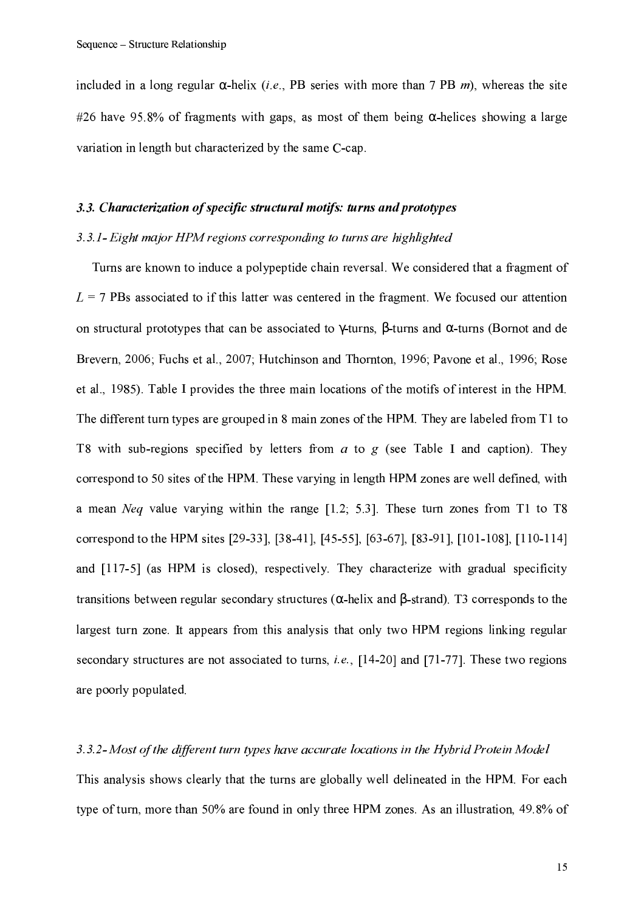included in a long regular α-helix (*i.e.*, PB series with more than 7 PB *m*), whereas the site #26 have 95.8% of fragments with gaps, as most of them being α-helices showing a large variation in length but characterized by the same C-cap.

### *3.3. Characterization of specific structural motifs: turns and prototypes*

#### *3.3.1- Eight major HPM regions corresponding to turns are highlighted*

Turns are known to induce a polypeptide chain reversal. We considered that a fragment of $L$ = 7 PBs associated to if this latter was centered in the fragment. We focused our attention on structural prototypes that can be associated to γ-turns, β-turns and α-turns (Bornot and de Brevern, 2006; Fuchs et al., 2007; Hutchinson and Thornton, 1996; Pavone et al., 1996; Rose et al., 1985). Table I provides the three main locations of the motifs of interest in the HPM. The different turn types are grouped in 8 main zones of the HPM. They are labeled from T1 to T8 with sub-regions specified by letters from *a* to *g* (see Table I and caption). They correspond to 50 sites of the HPM. These varying in length HPM zones are well defined, with a mean *Neq* value varying within the range [1.2; 5.3]. These turn zones from T1 to T8 correspond to the HPM sites [29-33], [38-41], [45-55], [63-67], [83-91], [101-108], [110-114] and [117-5] (as HPM is closed), respectively. They characterize with gradual specificity transitions between regular secondary structures (α-helix and β-strand). T3 corresponds to the largest turn zone. It appears from this analysis that only two HPM regions linking regular secondary structures are not associated to turns, *i.e.*, [14-20] and [71-77]. These two regions are poorly populated.

#### *3.3.2- Most of the different turn types have accurate locations in the Hybrid Protein Model*

This analysis shows clearly that the turns are globally well delineated in the HPM. For each type of turn, more than 50% are found in only three HPM zones. As an illustration, 49.8% of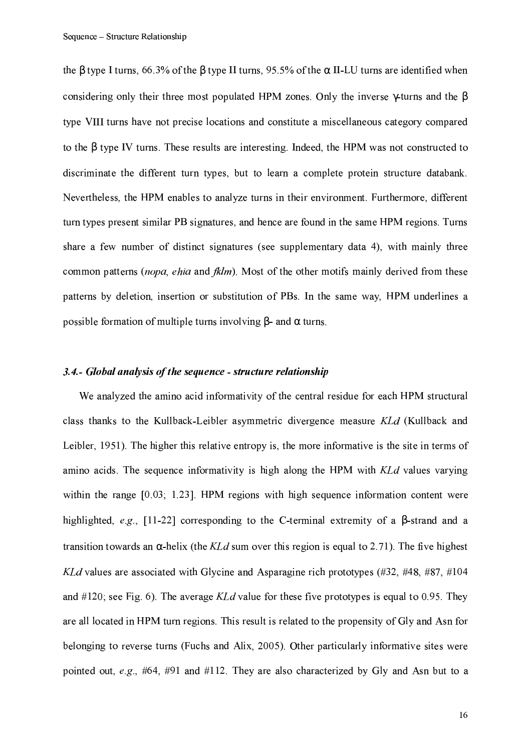the β type I turns, 66.3% of the β type II turns, 95.5% of the α II-LU turns are identified when considering only their three most populated HPM zones. Only the inverse γ-turns and the β type VIII turns have not precise locations and constitute a miscellaneous category compared to the β type IV turns. These results are interesting. Indeed, the HPM was not constructed to discriminate the different turn types, but to learn a complete protein structure databank. Nevertheless, the HPM enables to analyze turns in their environment. Furthermore, different turn types present similar PB signatures, and hence are found in the same HPM regions. Turns share a few number of distinct signatures (see supplementary data 4), with mainly three common patterns (*nopa*, *ehia* and *fklm*). Most of the other motifs mainly derived from these patterns by deletion, insertion or substitution of PBs. In the same way, HPM underlines a possible formation of multiple turns involving β- and α turns.

### *3.4.- Global analysis of the sequence - structure relationship*

We analyzed the amino acid informativity of the central residue for each HPM structural class thanks to the Kullback-Leibler asymmetric divergence measure *KLd* (Kullback and Leibler, 1951). The higher this relative entropy is, the more informative is the site in terms of amino acids. The sequence informativity is high along the HPM with *KLd* values varying within the range [0.03; 1.23]. HPM regions with high sequence information content were highlighted, *e.g.*, [11-22] corresponding to the C-terminal extremity of a β-strand and a transition towards an α-helix (the *KLd* sum over this region is equal to 2.71). The five highest *KLd* values are associated with Glycine and Asparagine rich prototypes (#32, #48, #87, #104 and #120; see Fig. 6). The average *KLd* value for these five prototypes is equal to 0.95. They are all located in HPM turn regions. This result is related to the propensity of Gly and Asn for belonging to reverse turns (Fuchs and Alix, 2005). Other particularly informative sites were pointed out, *e.g.*, #64, #91 and #112. They are also characterized by Gly and Asn but to a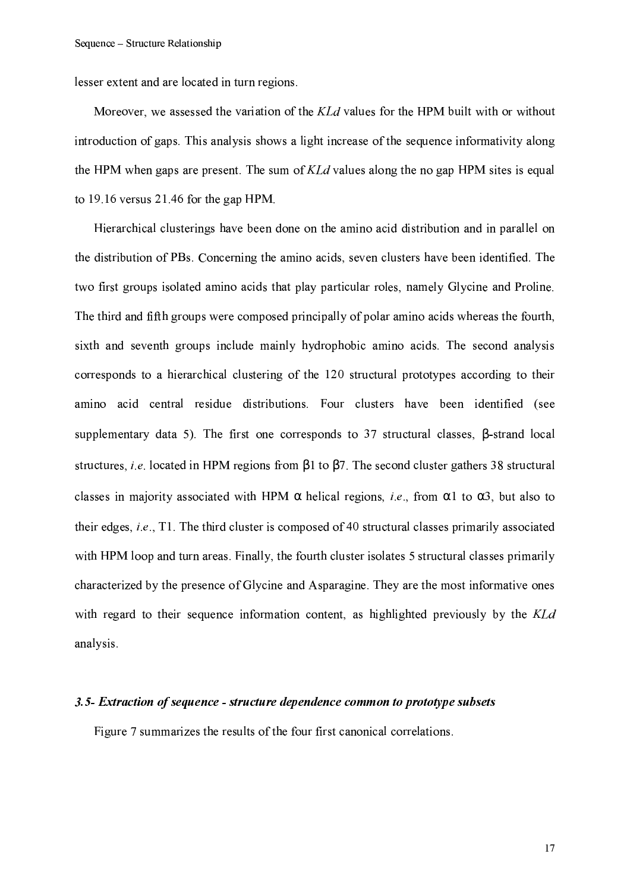lesser extent and are located in turn regions.

Moreover, we assessed the variation of the *KLd* values for the HPM built with or without introduction of gaps. This analysis shows a light increase of the sequence informativity along the HPM when gaps are present. The sum of *KLd* values along the no gap HPM sites is equal to 19.16 versus 21.46 for the gap HPM.

Hierarchical clusterings have been done on the amino acid distribution and in parallel on the distribution of PBs. Concerning the amino acids, seven clusters have been identified. The two first groups isolated amino acids that play particular roles, namely Glycine and Proline. The third and fifth groups were composed principally of polar amino acids whereas the fourth, sixth and seventh groups include mainly hydrophobic amino acids. The second analysis corresponds to a hierarchical clustering of the 120 structural prototypes according to their amino acid central residue distributions. Four clusters have been identified (see supplementary data 5). The first one corresponds to 37 structural classes, β-strand local structures, *i.e.* located in HPM regions from β1 to β7. The second cluster gathers 38 structural classes in majority associated with HPM α helical regions, *i.e.*, from α1 to α3, but also to their edges, *i.e.*, T1. The third cluster is composed of 40 structural classes primarily associated with HPM loop and turn areas. Finally, the fourth cluster isolates 5 structural classes primarily characterized by the presence of Glycine and Asparagine. They are the most informative ones with regard to their sequence information content, as highlighted previously by the *KLd* analysis.

### *3.5- Extraction of sequence - structure dependence common to prototype subsets*

Figure 7 summarizes the results of the four first canonical correlations.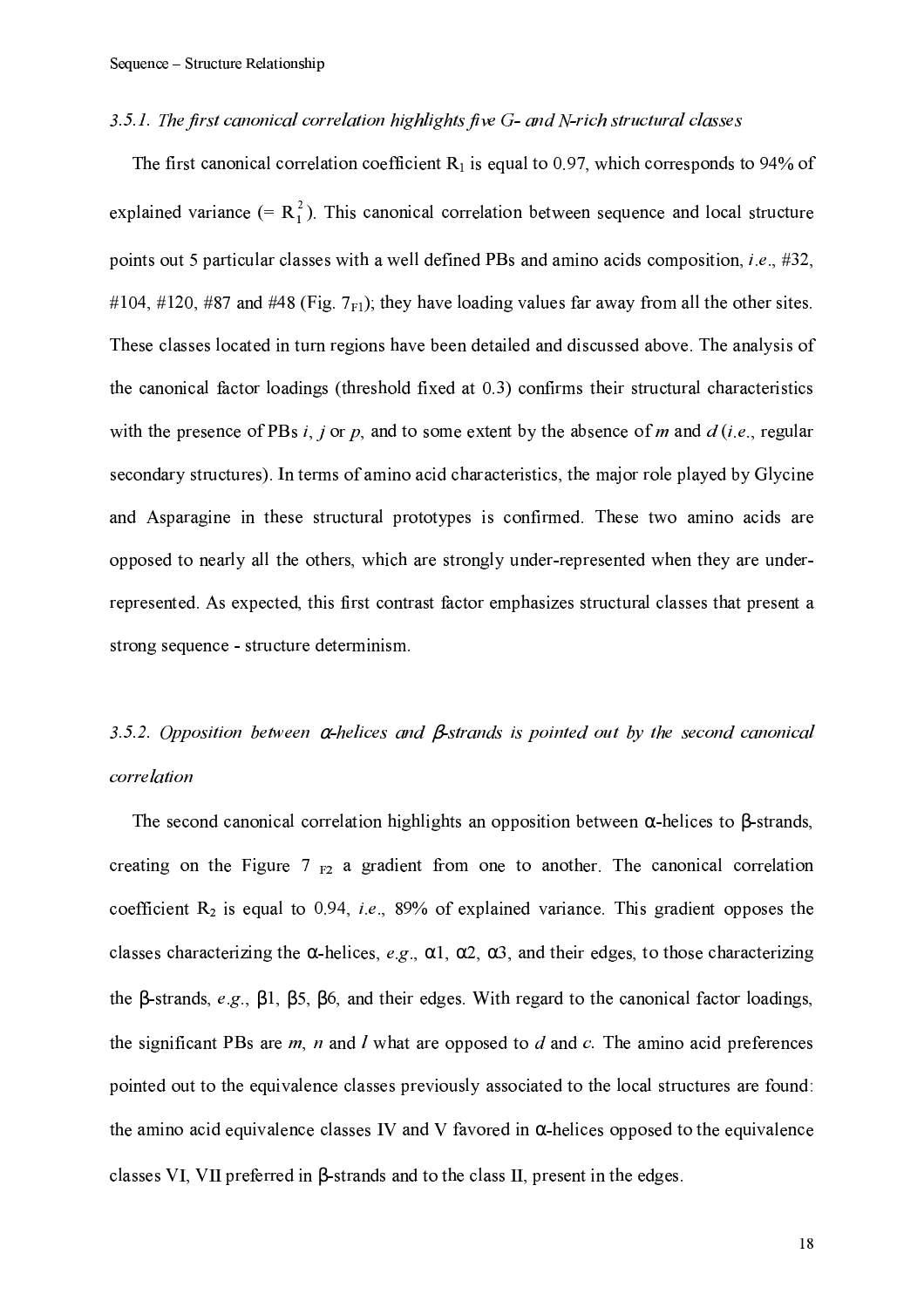### *3.5.1. The first canonical correlation highlights five G- and N-rich structural classes*

The first canonical correlation coefficient $R_1$ is equal to 0.97, which corresponds to 94% of explained variance (= $R_1^2$). This canonical correlation between sequence and local structure points out 5 particular classes with a well defined PBs and amino acids composition, *i.e.*, #32, #104, #120, #87 and #48 (Fig. $7_{F1}$); they have loading values far away from all the other sites. These classes located in turn regions have been detailed and discussed above. The analysis of the canonical factor loadings (threshold fixed at 0.3) confirms their structural characteristics with the presence of PBs *i*, *j* or *p*, and to some extent by the absence of *m* and *d* (*i.e.*, regular secondary structures). In terms of amino acid characteristics, the major role played by Glycine and Asparagine in these structural prototypes is confirmed. These two amino acids are opposed to nearly all the others, which are strongly under-represented when they are under-represented. As expected, this first contrast factor emphasizes structural classes that present a strong sequence - structure determinism.

### *3.5.2. Opposition between α-helices and β-strands is pointed out by the second canonical correlation*

The second canonical correlation highlights an opposition between α-helices to β-strands, creating on the Figure $7_{F2}$ a gradient from one to another. The canonical correlation coefficient $R_2$ is equal to 0.94, *i.e.*, 89% of explained variance. This gradient opposes the classes characterizing the α-helices, *e.g.*, α1, α2, α3, and their edges, to those characterizing the β-strands, *e.g.*, β1, β5, β6, and their edges. With regard to the canonical factor loadings, the significant PBs are *m*, *n* and *l* what are opposed to *d* and *c*. The amino acid preferences pointed out to the equivalence classes previously associated to the local structures are found: the amino acid equivalence classes IV and V favored in α-helices opposed to the equivalence classes VI, VII preferred in β-strands and to the class II, present in the edges.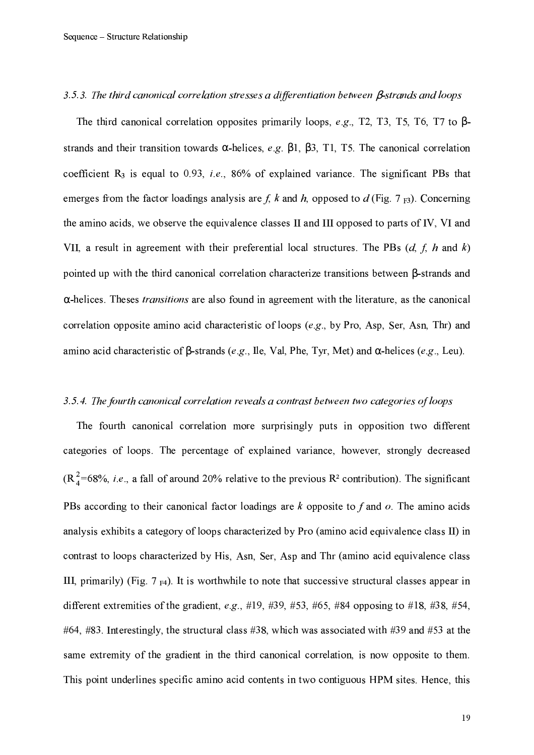### *3.5.3. The third canonical correlation stresses a differentiation between β-strands and loops*

The third canonical correlation opposites primarily loops, *e.g*., T2, T3, T5, T6, T7 to β-strands and their transition towards α-helices, *e.g*. β1, β3, T1, T5. The canonical correlation coefficient $R_3$ is equal to 0.93, *i.e*., 86% of explained variance. The significant PBs that emerges from the factor loadings analysis are *f*, *k* and *h*, opposed to *d* (Fig. 7 $_{F3}$). Concerning the amino acids, we observe the equivalence classes II and III opposed to parts of IV, VI and VII, a result in agreement with their preferential local structures. The PBs (*d*, *f*, *h* and *k*) pointed up with the third canonical correlation characterize transitions between β-strands and α-helices. Theses *transitions* are also found in agreement with the literature, as the canonical correlation opposite amino acid characteristic of loops (*e.g*., by Pro, Asp, Ser, Asn, Thr) and amino acid characteristic of β-strands (*e.g*., Ile, Val, Phe, Tyr, Met) and α-helices (*e.g*., Leu).

### *3.5.4. The fourth canonical correlation reveals a contrast between two categories of loops*

The fourth canonical correlation more surprisingly puts in opposition two different categories of loops. The percentage of explained variance, however, strongly decreased ($R_4^2$=68%, *i.e*., a fall of around 20% relative to the previous $R^2$ contribution). The significant PBs according to their canonical factor loadings are *k* opposite to *f* and *o*. The amino acids analysis exhibits a category of loops characterized by Pro (amino acid equivalence class II) in contrast to loops characterized by His, Asn, Ser, Asp and Thr (amino acid equivalence class III, primarily) (Fig. 7 $_{F4}$). It is worthwhile to note that successive structural classes appear in different extremities of the gradient, *e.g*., #19, #39, #53, #65, #84 opposing to #18, #38, #54, #64, #83. Interestingly, the structural class #38, which was associated with #39 and #53 at the same extremity of the gradient in the third canonical correlation, is now opposite to them. This point underlines specific amino acid contents in two contiguous HPM sites. Hence, this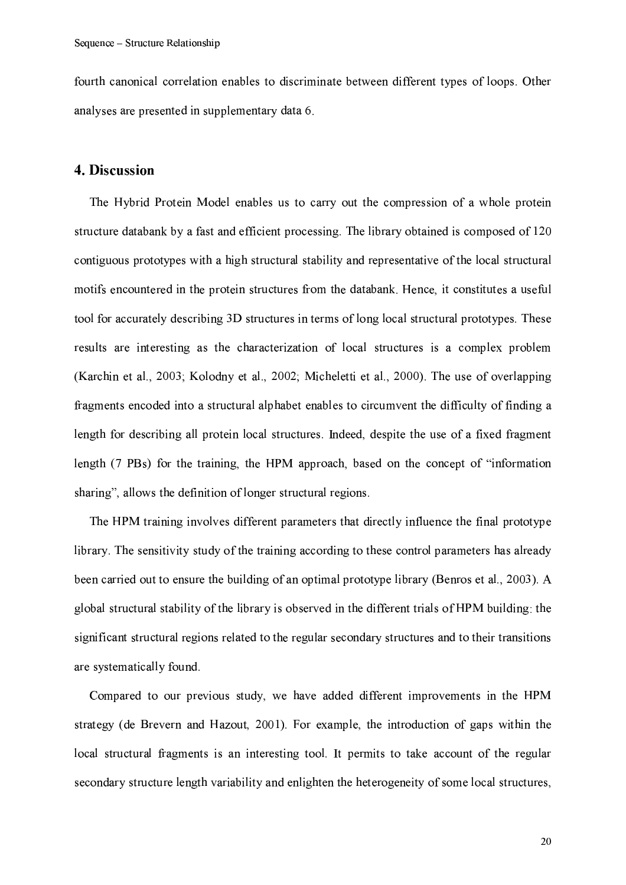fourth canonical correlation enables to discriminate between different types of loops. Other analyses are presented in supplementary data 6.

## 4. Discussion

The Hybrid Protein Model enables us to carry out the compression of a whole protein structure databank by a fast and efficient processing. The library obtained is composed of 120 contiguous prototypes with a high structural stability and representative of the local structural motifs encountered in the protein structures from the databank. Hence, it constitutes a useful tool for accurately describing 3D structures in terms of long local structural prototypes. These results are interesting as the characterization of local structures is a complex problem (Karchin et al., 2003; Kolodny et al., 2002; Micheletti et al., 2000). The use of overlapping fragments encoded into a structural alphabet enables to circumvent the difficulty of finding a length for describing all protein local structures. Indeed, despite the use of a fixed fragment length (7 PBs) for the training, the HPM approach, based on the concept of "information sharing", allows the definition of longer structural regions.

The HPM training involves different parameters that directly influence the final prototype library. The sensitivity study of the training according to these control parameters has already been carried out to ensure the building of an optimal prototype library (Benros et al., 2003). A global structural stability of the library is observed in the different trials of HPM building: the significant structural regions related to the regular secondary structures and to their transitions are systematically found.

Compared to our previous study, we have added different improvements in the HPM strategy (de Brevern and Hazout, 2001). For example, the introduction of gaps within the local structural fragments is an interesting tool. It permits to take account of the regular secondary structure length variability and enlighten the heterogeneity of some local structures,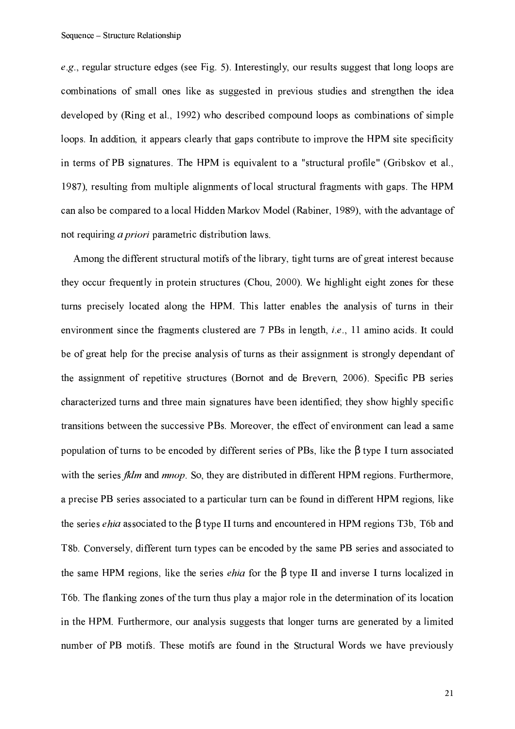*e.g.*, regular structure edges (see Fig. 5). Interestingly, our results suggest that long loops are combinations of small ones like as suggested in previous studies and strengthen the idea developed by (Ring et al., 1992) who described compound loops as combinations of simple loops. In addition, it appears clearly that gaps contribute to improve the HPM site specificity in terms of PB signatures. The HPM is equivalent to a "structural profile" (Gribskov et al., 1987), resulting from multiple alignments of local structural fragments with gaps. The HPM can also be compared to a local Hidden Markov Model (Rabiner, 1989), with the advantage of not requiring *a priori* parametric distribution laws.

Among the different structural motifs of the library, tight turns are of great interest because they occur frequently in protein structures (Chou, 2000). We highlight eight zones for these turns precisely located along the HPM. This latter enables the analysis of turns in their environment since the fragments clustered are 7 PBs in length, *i.e.*, 11 amino acids. It could be of great help for the precise analysis of turns as their assignment is strongly dependant of the assignment of repetitive structures (Bornot and de Brevern, 2006). Specific PB series characterized turns and three main signatures have been identified; they show highly specific transitions between the successive PBs. Moreover, the effect of environment can lead a same population of turns to be encoded by different series of PBs, like the β type I turn associated with the series *fklm* and *mnop*. So, they are distributed in different HPM regions. Furthermore, a precise PB series associated to a particular turn can be found in different HPM regions, like the series *ehia* associated to the β type II turns and encountered in HPM regions T3b, T6b and T8b. Conversely, different turn types can be encoded by the same PB series and associated to the same HPM regions, like the series *ehia* for the β type II and inverse I turns localized in T6b. The flanking zones of the turn thus play a major role in the determination of its location in the HPM. Furthermore, our analysis suggests that longer turns are generated by a limited number of PB motifs. These motifs are found in the Structural Words we have previously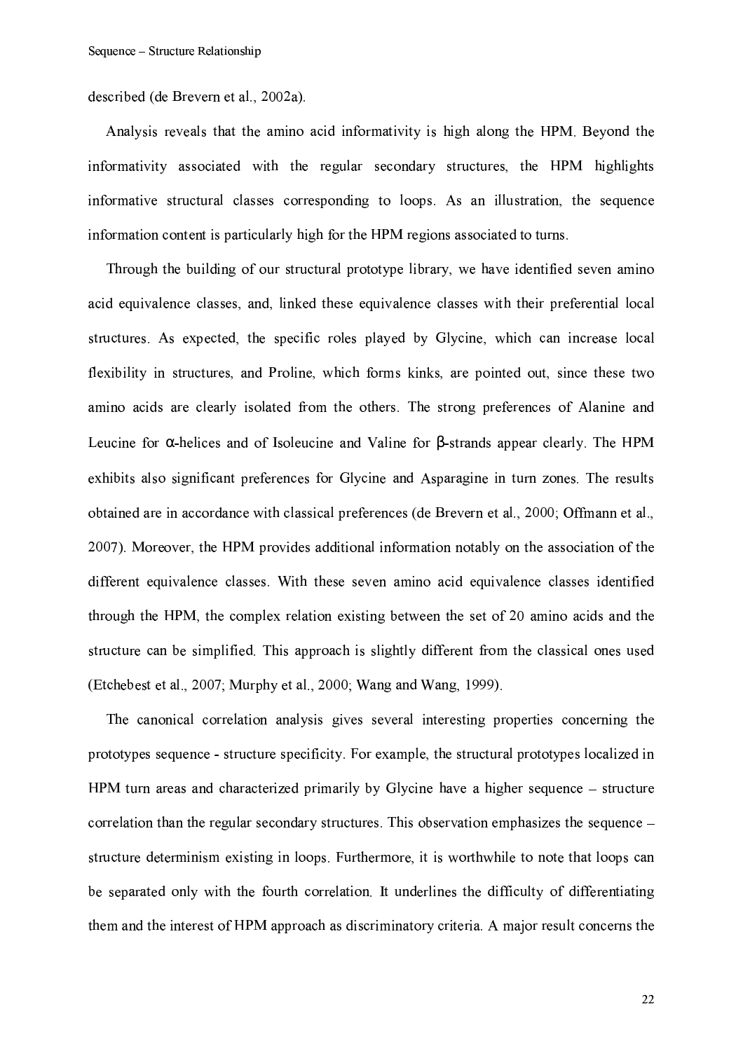described (de Brevern et al., 2002a).

Analysis reveals that the amino acid informativity is high along the HPM. Beyond the informativity associated with the regular secondary structures, the HPM highlights informative structural classes corresponding to loops. As an illustration, the sequence information content is particularly high for the HPM regions associated to turns.

Through the building of our structural prototype library, we have identified seven amino acid equivalence classes, and, linked these equivalence classes with their preferential local structures. As expected, the specific roles played by Glycine, which can increase local flexibility in structures, and Proline, which forms kinks, are pointed out, since these two amino acids are clearly isolated from the others. The strong preferences of Alanine and Leucine for α-helices and of Isoleucine and Valine for β-strands appear clearly. The HPM exhibits also significant preferences for Glycine and Asparagine in turn zones. The results obtained are in accordance with classical preferences (de Brevern et al., 2000; Offmann et al., 2007). Moreover, the HPM provides additional information notably on the association of the different equivalence classes. With these seven amino acid equivalence classes identified through the HPM, the complex relation existing between the set of 20 amino acids and the structure can be simplified. This approach is slightly different from the classical ones used (Etchebest et al., 2007; Murphy et al., 2000; Wang and Wang, 1999).

The canonical correlation analysis gives several interesting properties concerning the prototypes sequence - structure specificity. For example, the structural prototypes localized in HPM turn areas and characterized primarily by Glycine have a higher sequence – structure correlation than the regular secondary structures. This observation emphasizes the sequence – structure determinism existing in loops. Furthermore, it is worthwhile to note that loops can be separated only with the fourth correlation. It underlines the difficulty of differentiating them and the interest of HPM approach as discriminatory criteria. A major result concerns the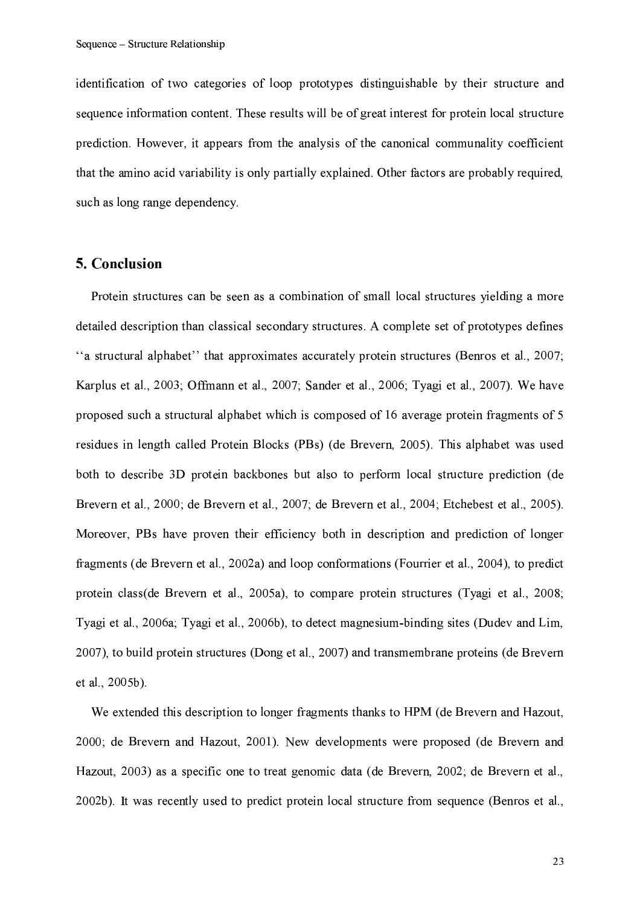identification of two categories of loop prototypes distinguishable by their structure and sequence information content. These results will be of great interest for protein local structure prediction. However, it appears from the analysis of the canonical communality coefficient that the amino acid variability is only partially explained. Other factors are probably required, such as long range dependency.

## 5. Conclusion

Protein structures can be seen as a combination of small local structures yielding a more detailed description than classical secondary structures. A complete set of prototypes defines ‘‘a structural alphabet’’ that approximates accurately protein structures (Benros et al., 2007; Karplus et al., 2003; Offmann et al., 2007; Sander et al., 2006; Tyagi et al., 2007). We have proposed such a structural alphabet which is composed of 16 average protein fragments of 5 residues in length called Protein Blocks (PBs) (de Brevern, 2005). This alphabet was used both to describe 3D protein backbones but also to perform local structure prediction (de Brevern et al., 2000; de Brevern et al., 2007; de Brevern et al., 2004; Etchebest et al., 2005). Moreover, PBs have proven their efficiency both in description and prediction of longer fragments (de Brevern et al., 2002a) and loop conformations (Fourrier et al., 2004), to predict protein class(de Brevern et al., 2005a), to compare protein structures (Tyagi et al., 2008; Tyagi et al., 2006a; Tyagi et al., 2006b), to detect magnesium-binding sites (Dudev and Lim, 2007), to build protein structures (Dong et al., 2007) and transmembrane proteins (de Brevern et al., 2005b).

We extended this description to longer fragments thanks to HPM (de Brevern and Hazout, 2000; de Brevern and Hazout, 2001). New developments were proposed (de Brevern and Hazout, 2003) as a specific one to treat genomic data (de Brevern, 2002; de Brevern et al., 2002b). It was recently used to predict protein local structure from sequence (Benros et al.,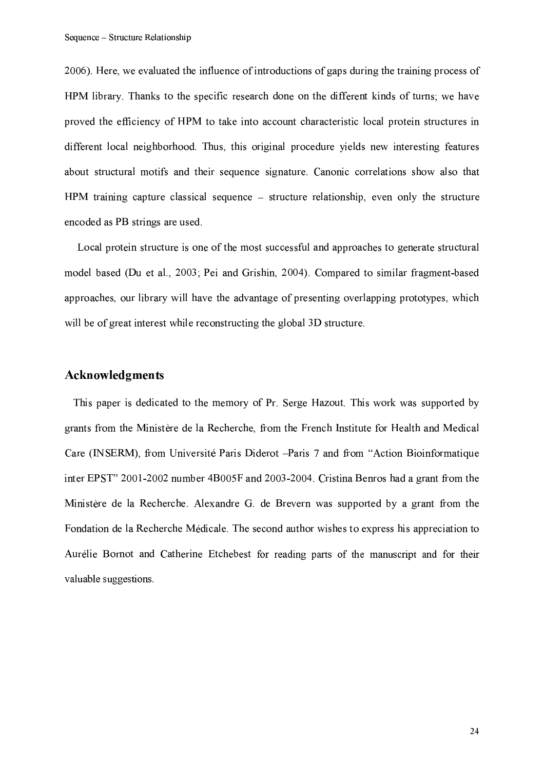2006). Here, we evaluated the influence of introductions of gaps during the training process of HPM library. Thanks to the specific research done on the different kinds of turns; we have proved the efficiency of HPM to take into account characteristic local protein structures in different local neighborhood. Thus, this original procedure yields new interesting features about structural motifs and their sequence signature. Canonic correlations show also that HPM training capture classical sequence – structure relationship, even only the structure encoded as PB strings are used.

Local protein structure is one of the most successful and approaches to generate structural model based (Du et al., 2003; Pei and Grishin, 2004). Compared to similar fragment-based approaches, our library will have the advantage of presenting overlapping prototypes, which will be of great interest while reconstructing the global 3D structure.

## Acknowledgments

This paper is dedicated to the memory of Pr. Serge Hazout. This work was supported by grants from the Ministère de la Recherche, from the French Institute for Health and Medical Care (INSERM), from Université Paris Diderot –Paris 7 and from "Action Bioinformatique inter EPST" 2001-2002 number 4B005F and 2003-2004. Cristina Benros had a grant from the Ministère de la Recherche. Alexandre G. de Brevern was supported by a grant from the Fondation de la Recherche Médicale. The second author wishes to express his appreciation to Aurélie Bornot and Catherine Etchebest for reading parts of the manuscript and for their valuable suggestions.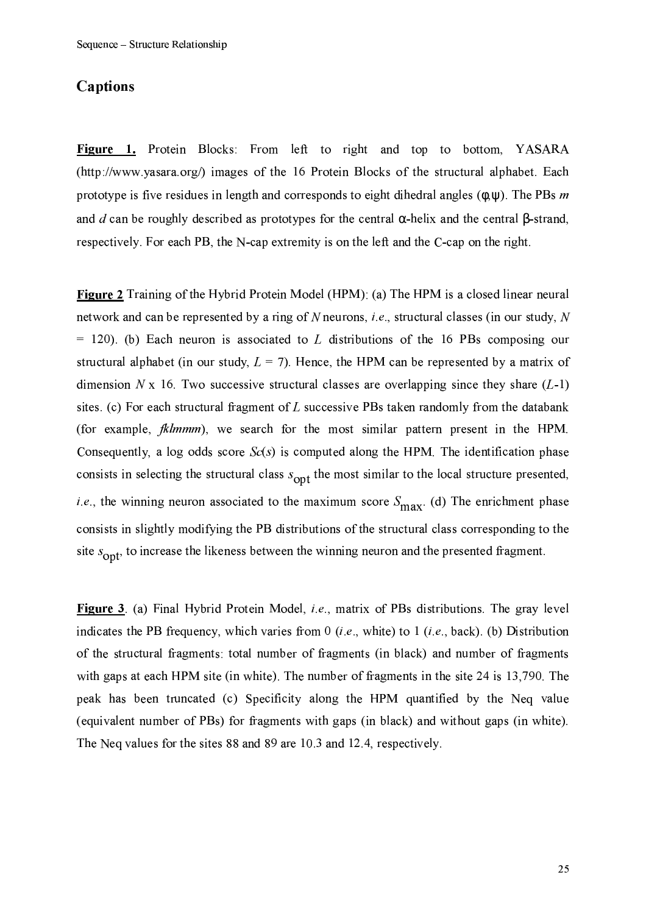## Captions

**Figure 1.** Protein Blocks: From left to right and top to bottom, YASARA (http://www.yasara.org/) images of the 16 Protein Blocks of the structural alphabet. Each prototype is five residues in length and corresponds to eight dihedral angles ($\phi$,$\psi$). The PBs *m* and *d* can be roughly described as prototypes for the central $\alpha$-helix and the central $\beta$-strand, respectively. For each PB, the N-cap extremity is on the left and the C-cap on the right.

**Figure 2** Training of the Hybrid Protein Model (HPM): (a) The HPM is a closed linear neural network and can be represented by a ring of $N$ neurons, *i.e.*, structural classes (in our study, $N$ = 120). (b) Each neuron is associated to $L$ distributions of the 16 PBs composing our structural alphabet (in our study, $L$ = 7). Hence, the HPM can be represented by a matrix of dimension $N$ x 16. Two successive structural classes are overlapping since they share ($L$-1) sites. (c) For each structural fragment of $L$ successive PBs taken randomly from the databank (for example, *fklmmm*), we search for the most similar pattern present in the HPM. Consequently, a log odds score $Sc(s)$ is computed along the HPM. The identification phase consists in selecting the structural class $s_{opt}$ the most similar to the local structure presented, *i.e.*, the winning neuron associated to the maximum score $S_{max}$. (d) The enrichment phase consists in slightly modifying the PB distributions of the structural class corresponding to the site $s_{opt}$, to increase the likeness between the winning neuron and the presented fragment.

**Figure 3**. (a) Final Hybrid Protein Model, *i.e.*, matrix of PBs distributions. The gray level indicates the PB frequency, which varies from 0 (*i.e.*, white) to 1 (*i.e.*, back). (b) Distribution of the structural fragments: total number of fragments (in black) and number of fragments with gaps at each HPM site (in white). The number of fragments in the site 24 is 13,790. The peak has been truncated (c) Specificity along the HPM quantified by the Neq value (equivalent number of PBs) for fragments with gaps (in black) and without gaps (in white). The Neq values for the sites 88 and 89 are 10.3 and 12.4, respectively.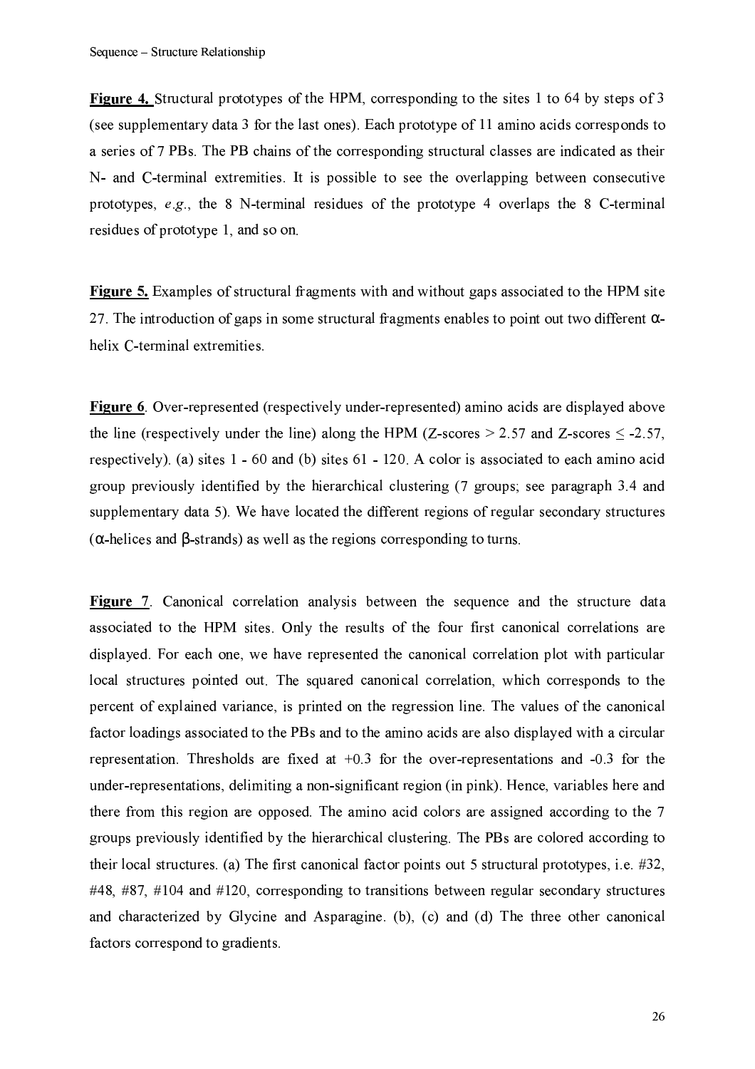**Figure 4.** Structural prototypes of the HPM, corresponding to the sites 1 to 64 by steps of 3 (see supplementary data 3 for the last ones). Each prototype of 11 amino acids corresponds to a series of 7 PBs. The PB chains of the corresponding structural classes are indicated as their N- and C-terminal extremities. It is possible to see the overlapping between consecutive prototypes, *e.g.*, the 8 N-terminal residues of the prototype 4 overlaps the 8 C-terminal residues of prototype 1, and so on.

**Figure 5.** Examples of structural fragments with and without gaps associated to the HPM site 27. The introduction of gaps in some structural fragments enables to point out two different α-helix C-terminal extremities.

**Figure 6**. Over-represented (respectively under-represented) amino acids are displayed above the line (respectively under the line) along the HPM (Z-scores > 2.57 and Z-scores ≤ -2.57, respectively). (a) sites 1 - 60 and (b) sites 61 - 120. A color is associated to each amino acid group previously identified by the hierarchical clustering (7 groups; see paragraph 3.4 and supplementary data 5). We have located the different regions of regular secondary structures (α-helices and β-strands) as well as the regions corresponding to turns.

**Figure 7**. Canonical correlation analysis between the sequence and the structure data associated to the HPM sites. Only the results of the four first canonical correlations are displayed. For each one, we have represented the canonical correlation plot with particular local structures pointed out. The squared canonical correlation, which corresponds to the percent of explained variance, is printed on the regression line. The values of the canonical factor loadings associated to the PBs and to the amino acids are also displayed with a circular representation. Thresholds are fixed at +0.3 for the over-representations and -0.3 for the under-representations, delimiting a non-significant region (in pink). Hence, variables here and there from this region are opposed. The amino acid colors are assigned according to the 7 groups previously identified by the hierarchical clustering. The PBs are colored according to their local structures. (a) The first canonical factor points out 5 structural prototypes, i.e. #32, #48, #87, #104 and #120, corresponding to transitions between regular secondary structures and characterized by Glycine and Asparagine. (b), (c) and (d) The three other canonical factors correspond to gradients.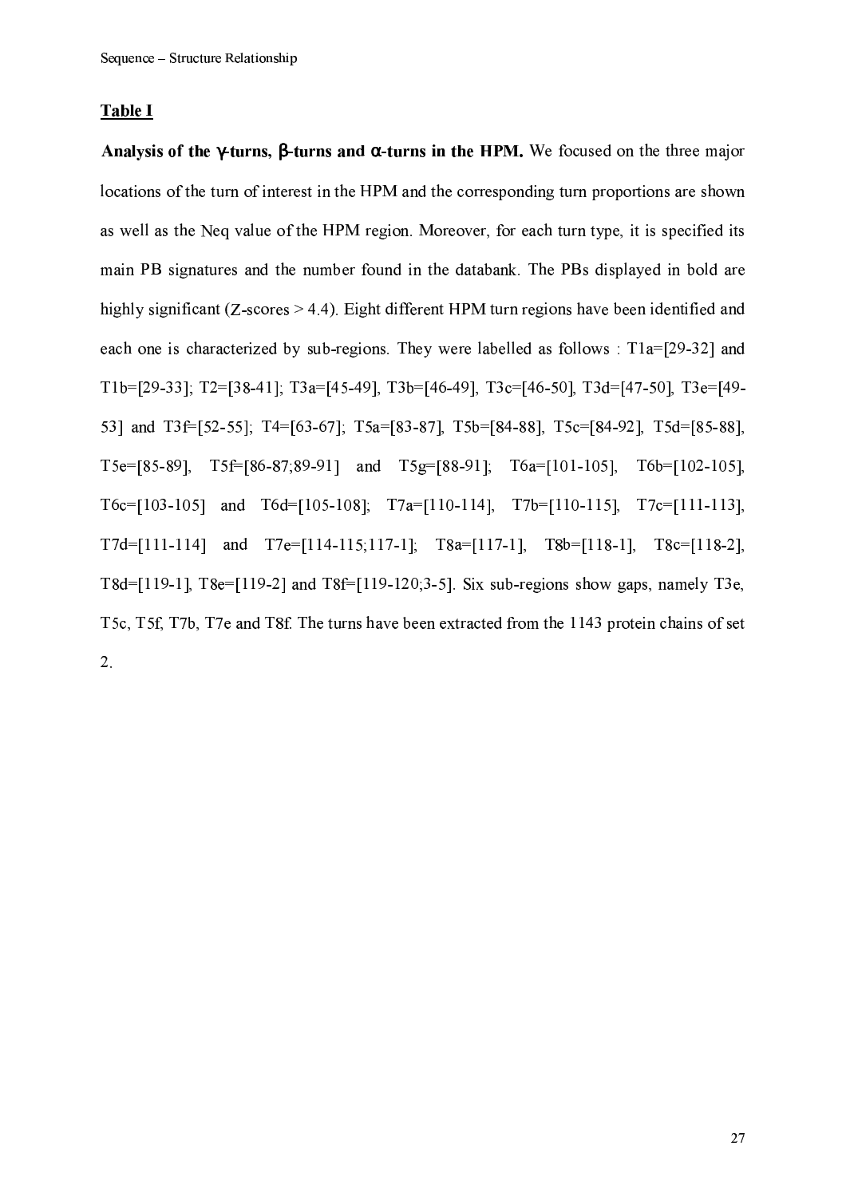## Table I

**Analysis of the γ-turns, β-turns and α-turns in the HPM.** We focused on the three major locations of the turn of interest in the HPM and the corresponding turn proportions are shown as well as the Neq value of the HPM region. Moreover, for each turn type, it is specified its main PB signatures and the number found in the databank. The PBs displayed in bold are highly significant (Z-scores > 4.4). Eight different HPM turn regions have been identified and each one is characterized by sub-regions. They were labelled as follows : T1a=[29-32] and T1b=[29-33]; T2=[38-41]; T3a=[45-49], T3b=[46-49], T3c=[46-50], T3d=[47-50], T3e=[49-53] and T3f=[52-55]; T4=[63-67]; T5a=[83-87], T5b=[84-88], T5c=[84-92], T5d=[85-88], T5e=[85-89], T5f=[86-87;89-91] and T5g=[88-91]; T6a=[101-105], T6b=[102-105], T6c=[103-105] and T6d=[105-108]; T7a=[110-114], T7b=[110-115], T7c=[111-113], T7d=[111-114] and T7e=[114-115;117-1]; T8a=[117-1], T8b=[118-1], T8c=[118-2], T8d=[119-1], T8e=[119-2] and T8f=[119-120;3-5]. Six sub-regions show gaps, namely T3e, T5c, T5f, T7b, T7e and T8f. The turns have been extracted from the 1143 protein chains of set 2.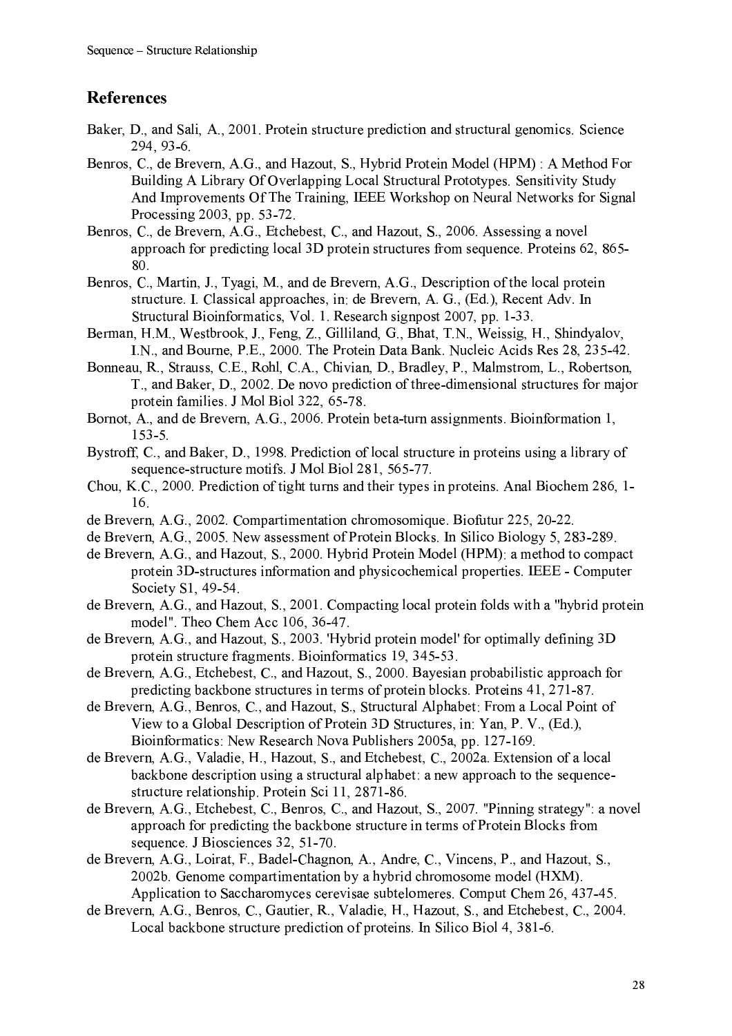## References

Baker, D., and Sali, A., 2001. Protein structure prediction and structural genomics. Science 294, 93-6.

Benros, C., de Brevern, A.G., and Hazout, S., Hybrid Protein Model (HPM) : A Method For Building A Library Of Overlapping Local Structural Prototypes. Sensitivity Study And Improvements Of The Training, IEEE Workshop on Neural Networks for Signal Processing 2003, pp. 53-72.

Benros, C., de Brevern, A.G., Etchebest, C., and Hazout, S., 2006. Assessing a novel approach for predicting local 3D protein structures from sequence. Proteins 62, 865-80.

Benros, C., Martin, J., Tyagi, M., and de Brevern, A.G., Description of the local protein structure. I. Classical approaches, in: de Brevern, A. G., (Ed.), Recent Adv. In Structural Bioinformatics, Vol. 1. Research signpost 2007, pp. 1-33.

Berman, H.M., Westbrook, J., Feng, Z., Gilliland, G., Bhat, T.N., Weissig, H., Shindyalov, I.N., and Bourne, P.E., 2000. The Protein Data Bank. Nucleic Acids Res 28, 235-42.

Bonneau, R., Strauss, C.E., Rohl, C.A., Chivian, D., Bradley, P., Malmstrom, L., Robertson, T., and Baker, D., 2002. De novo prediction of three-dimensional structures for major protein families. J Mol Biol 322, 65-78.

Bornot, A., and de Brevern, A.G., 2006. Protein beta-turn assignments. Bioinformation 1, 153-5.

Bystroff, C., and Baker, D., 1998. Prediction of local structure in proteins using a library of sequence-structure motifs. J Mol Biol 281, 565-77.

Chou, K.C., 2000. Prediction of tight turns and their types in proteins. Anal Biochem 286, 1-16.

de Brevern, A.G., 2002. Compartimentation chromosomique. Biofutur 225, 20-22.

de Brevern, A.G., 2005. New assessment of Protein Blocks. In Silico Biology 5, 283-289.

de Brevern, A.G., and Hazout, S., 2000. Hybrid Protein Model (HPM): a method to compact protein 3D-structures information and physicochemical properties. IEEE - Computer Society S1, 49-54.

de Brevern, A.G., and Hazout, S., 2001. Compacting local protein folds with a "hybrid protein model". Theo Chem Acc 106, 36-47.

de Brevern, A.G., and Hazout, S., 2003. 'Hybrid protein model' for optimally defining 3D protein structure fragments. Bioinformatics 19, 345-53.

de Brevern, A.G., Etchebest, C., and Hazout, S., 2000. Bayesian probabilistic approach for predicting backbone structures in terms of protein blocks. Proteins 41, 271-87.

de Brevern, A.G., Benros, C., and Hazout, S., Structural Alphabet: From a Local Point of View to a Global Description of Protein 3D Structures, in: Yan, P. V., (Ed.), Bioinformatics: New Research Nova Publishers 2005a, pp. 127-169.

de Brevern, A.G., Valadie, H., Hazout, S., and Etchebest, C., 2002a. Extension of a local backbone description using a structural alphabet: a new approach to the sequence-structure relationship. Protein Sci 11, 2871-86.

de Brevern, A.G., Etchebest, C., Benros, C., and Hazout, S., 2007. "Pinning strategy": a novel approach for predicting the backbone structure in terms of Protein Blocks from sequence. J Biosciences 32, 51-70.

de Brevern, A.G., Loirat, F., Badel-Chagnon, A., Andre, C., Vincens, P., and Hazout, S., 2002b. Genome compartimentation by a hybrid chromosome model (HXM). Application to Saccharomyces cerevisae subtelomeres. Comput Chem 26, 437-45.

de Brevern, A.G., Benros, C., Gautier, R., Valadie, H., Hazout, S., and Etchebest, C., 2004. Local backbone structure prediction of proteins. In Silico Biol 4, 381-6.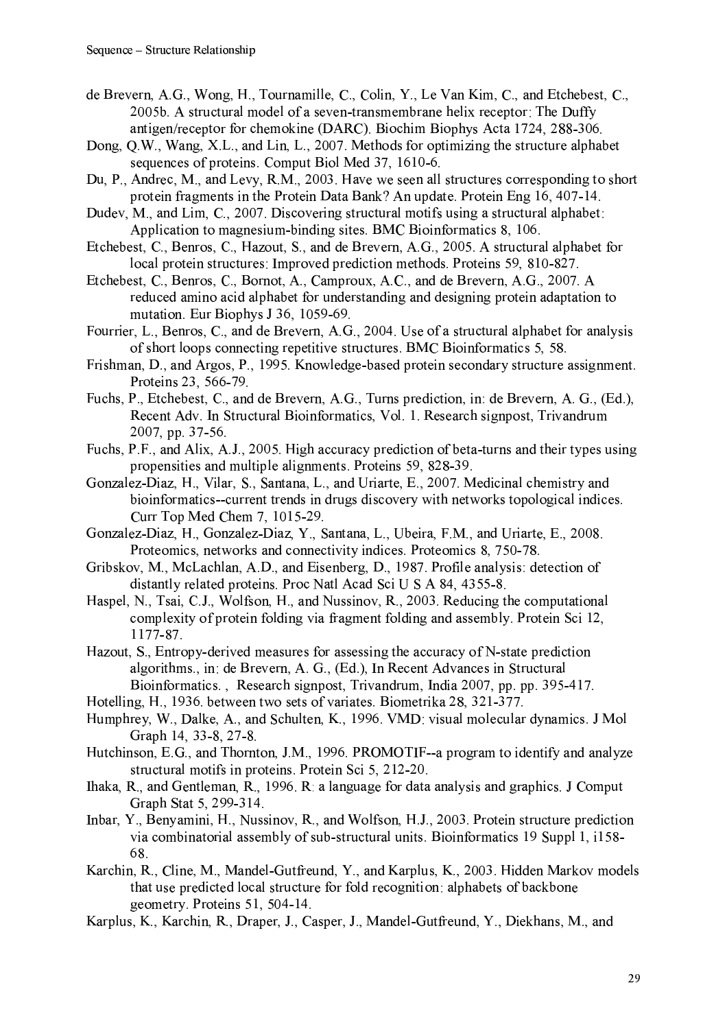de Brevern, A.G., Wong, H., Tournamille, C., Colin, Y., Le Van Kim, C., and Etchebest, C., 2005b. A structural model of a seven-transmembrane helix receptor: The Duffy antigen/receptor for chemokine (DARC). Biochim Biophys Acta 1724, 288-306.

Dong, Q.W., Wang, X.L., and Lin, L., 2007. Methods for optimizing the structure alphabet sequences of proteins. Comput Biol Med 37, 1610-6.

Du, P., Andrec, M., and Levy, R.M., 2003. Have we seen all structures corresponding to short protein fragments in the Protein Data Bank? An update. Protein Eng 16, 407-14.

Dudev, M., and Lim, C., 2007. Discovering structural motifs using a structural alphabet: Application to magnesium-binding sites. BMC Bioinformatics 8, 106.

Etchebest, C., Benros, C., Hazout, S., and de Brevern, A.G., 2005. A structural alphabet for local protein structures: Improved prediction methods. Proteins 59, 810-827.

Etchebest, C., Benros, C., Bornot, A., Camproux, A.C., and de Brevern, A.G., 2007. A reduced amino acid alphabet for understanding and designing protein adaptation to mutation. Eur Biophys J 36, 1059-69.

Fourrier, L., Benros, C., and de Brevern, A.G., 2004. Use of a structural alphabet for analysis of short loops connecting repetitive structures. BMC Bioinformatics 5, 58.

Frishman, D., and Argos, P., 1995. Knowledge-based protein secondary structure assignment. Proteins 23, 566-79.

Fuchs, P., Etchebest, C., and de Brevern, A.G., Turns prediction, in: de Brevern, A. G., (Ed.), Recent Adv. In Structural Bioinformatics, Vol. 1. Research signpost, Trivandrum 2007, pp. 37-56.

Fuchs, P.F., and Alix, A.J., 2005. High accuracy prediction of beta-turns and their types using propensities and multiple alignments. Proteins 59, 828-39.

Gonzalez-Diaz, H., Vilar, S., Santana, L., and Uriarte, E., 2007. Medicinal chemistry and bioinformatics--current trends in drugs discovery with networks topological indices. Curr Top Med Chem 7, 1015-29.

Gonzalez-Diaz, H., Gonzalez-Diaz, Y., Santana, L., Ubeira, F.M., and Uriarte, E., 2008. Proteomics, networks and connectivity indices. Proteomics 8, 750-78.

Gribskov, M., McLachlan, A.D., and Eisenberg, D., 1987. Profile analysis: detection of distantly related proteins. Proc Natl Acad Sci U S A 84, 4355-8.

Haspel, N., Tsai, C.J., Wolfson, H., and Nussinov, R., 2003. Reducing the computational complexity of protein folding via fragment folding and assembly. Protein Sci 12, 1177-87.

Hazout, S., Entropy-derived measures for assessing the accuracy of N-state prediction algorithms., in: de Brevern, A. G., (Ed.), In Recent Advances in Structural Bioinformatics. , Research signpost, Trivandrum, India 2007, pp. pp. 395-417.

Hotelling, H., 1936. between two sets of variates. Biometrika 28, 321-377.

Humphrey, W., Dalke, A., and Schulten, K., 1996. VMD: visual molecular dynamics. J Mol Graph 14, 33-8, 27-8.

Hutchinson, E.G., and Thornton, J.M., 1996. PROMOTIF--a program to identify and analyze structural motifs in proteins. Protein Sci 5, 212-20.

Ihaka, R., and Gentleman, R., 1996. R: a language for data analysis and graphics. J Comput Graph Stat 5, 299-314.

Inbar, Y., Benyamini, H., Nussinov, R., and Wolfson, H.J., 2003. Protein structure prediction via combinatorial assembly of sub-structural units. Bioinformatics 19 Suppl 1, i158-68.

Karchin, R., Cline, M., Mandel-Gutfreund, Y., and Karplus, K., 2003. Hidden Markov models that use predicted local structure for fold recognition: alphabets of backbone geometry. Proteins 51, 504-14.

Karplus, K., Karchin, R., Draper, J., Casper, J., Mandel-Gutfreund, Y., Diekhans, M., and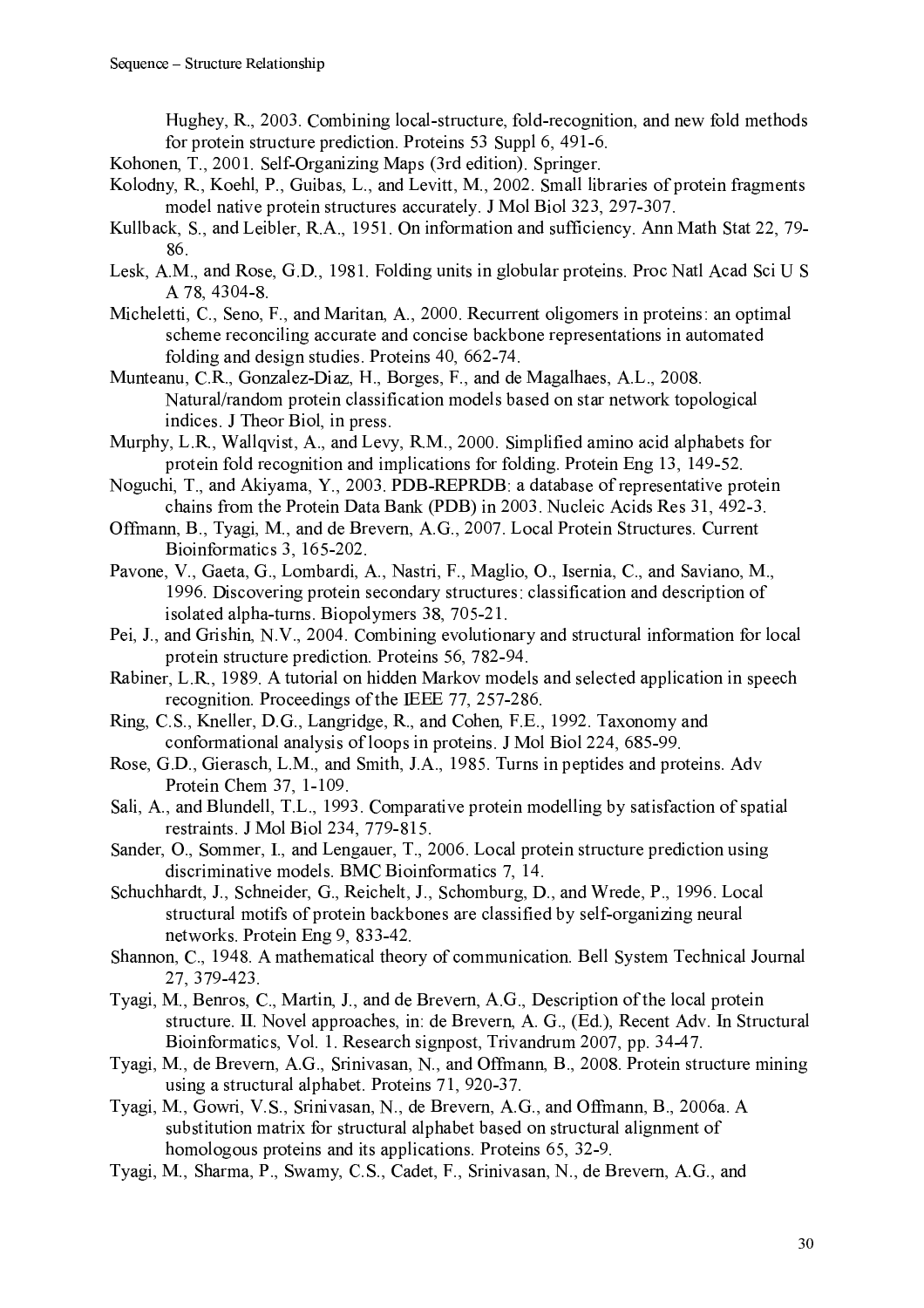Hughey, R., 2003. Combining local-structure, fold-recognition, and new fold methods for protein structure prediction. Proteins 53 Suppl 6, 491-6.

Kohonen, T., 2001. Self-Organizing Maps (3rd edition). Springer.

Kolodny, R., Koehl, P., Guibas, L., and Levitt, M., 2002. Small libraries of protein fragments model native protein structures accurately. J Mol Biol 323, 297-307.

Kullback, S., and Leibler, R.A., 1951. On information and sufficiency. Ann Math Stat 22, 79-86.

Lesk, A.M., and Rose, G.D., 1981. Folding units in globular proteins. Proc Natl Acad Sci U S A 78, 4304-8.

Micheletti, C., Seno, F., and Maritan, A., 2000. Recurrent oligomers in proteins: an optimal scheme reconciling accurate and concise backbone representations in automated folding and design studies. Proteins 40, 662-74.

Munteanu, C.R., Gonzalez-Diaz, H., Borges, F., and de Magalhaes, A.L., 2008. Natural/random protein classification models based on star network topological indices. J Theor Biol, in press.

Murphy, L.R., Wallqvist, A., and Levy, R.M., 2000. Simplified amino acid alphabets for protein fold recognition and implications for folding. Protein Eng 13, 149-52.

Noguchi, T., and Akiyama, Y., 2003. PDB-REPRDB: a database of representative protein chains from the Protein Data Bank (PDB) in 2003. Nucleic Acids Res 31, 492-3.

Offmann, B., Tyagi, M., and de Brevern, A.G., 2007. Local Protein Structures. Current Bioinformatics 3, 165-202.

Pavone, V., Gaeta, G., Lombardi, A., Nastri, F., Maglio, O., Isernia, C., and Saviano, M., 1996. Discovering protein secondary structures: classification and description of isolated alpha-turns. Biopolymers 38, 705-21.

Pei, J., and Grishin, N.V., 2004. Combining evolutionary and structural information for local protein structure prediction. Proteins 56, 782-94.

Rabiner, L.R., 1989. A tutorial on hidden Markov models and selected application in speech recognition. Proceedings of the IEEE 77, 257-286.

Ring, C.S., Kneller, D.G., Langridge, R., and Cohen, F.E., 1992. Taxonomy and conformational analysis of loops in proteins. J Mol Biol 224, 685-99.

Rose, G.D., Gierasch, L.M., and Smith, J.A., 1985. Turns in peptides and proteins. Adv Protein Chem 37, 1-109.

Sali, A., and Blundell, T.L., 1993. Comparative protein modelling by satisfaction of spatial restraints. J Mol Biol 234, 779-815.

Sander, O., Sommer, I., and Lengauer, T., 2006. Local protein structure prediction using discriminative models. BMC Bioinformatics 7, 14.

Schuchhardt, J., Schneider, G., Reichelt, J., Schomburg, D., and Wrede, P., 1996. Local structural motifs of protein backbones are classified by self-organizing neural networks. Protein Eng 9, 833-42.

Shannon, C., 1948. A mathematical theory of communication. Bell System Technical Journal 27, 379-423.

Tyagi, M., Benros, C., Martin, J., and de Brevern, A.G., Description of the local protein structure. II. Novel approaches, in: de Brevern, A. G., (Ed.), Recent Adv. In Structural Bioinformatics, Vol. 1. Research signpost, Trivandrum 2007, pp. 34-47.

Tyagi, M., de Brevern, A.G., Srinivasan, N., and Offmann, B., 2008. Protein structure mining using a structural alphabet. Proteins 71, 920-37.

Tyagi, M., Gowri, V.S., Srinivasan, N., de Brevern, A.G., and Offmann, B., 2006a. A substitution matrix for structural alphabet based on structural alignment of homologous proteins and its applications. Proteins 65, 32-9.

Tyagi, M., Sharma, P., Swamy, C.S., Cadet, F., Srinivasan, N., de Brevern, A.G., and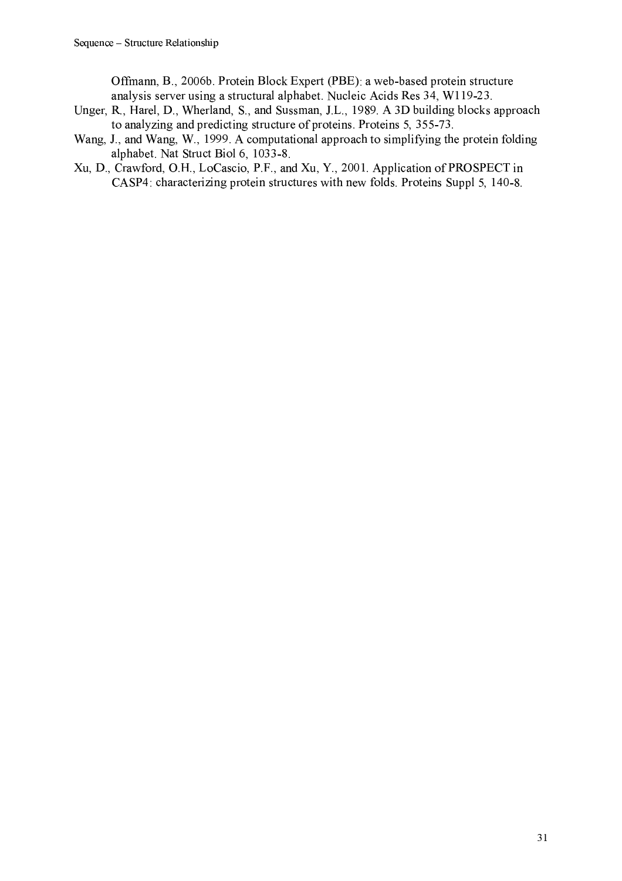Offmann, B., 2006b. Protein Block Expert (PBE): a web-based protein structure analysis server using a structural alphabet. Nucleic Acids Res 34, W119-23.

Unger, R., Harel, D., Wherland, S., and Sussman, J.L., 1989. A 3D building blocks approach to analyzing and predicting structure of proteins. Proteins 5, 355-73.

Wang, J., and Wang, W., 1999. A computational approach to simplifying the protein folding alphabet. Nat Struct Biol 6, 1033-8.

Xu, D., Crawford, O.H., LoCascio, P.F., and Xu, Y., 2001. Application of PROSPECT in CASP4: characterizing protein structures with new folds. Proteins Suppl 5, 140-8.